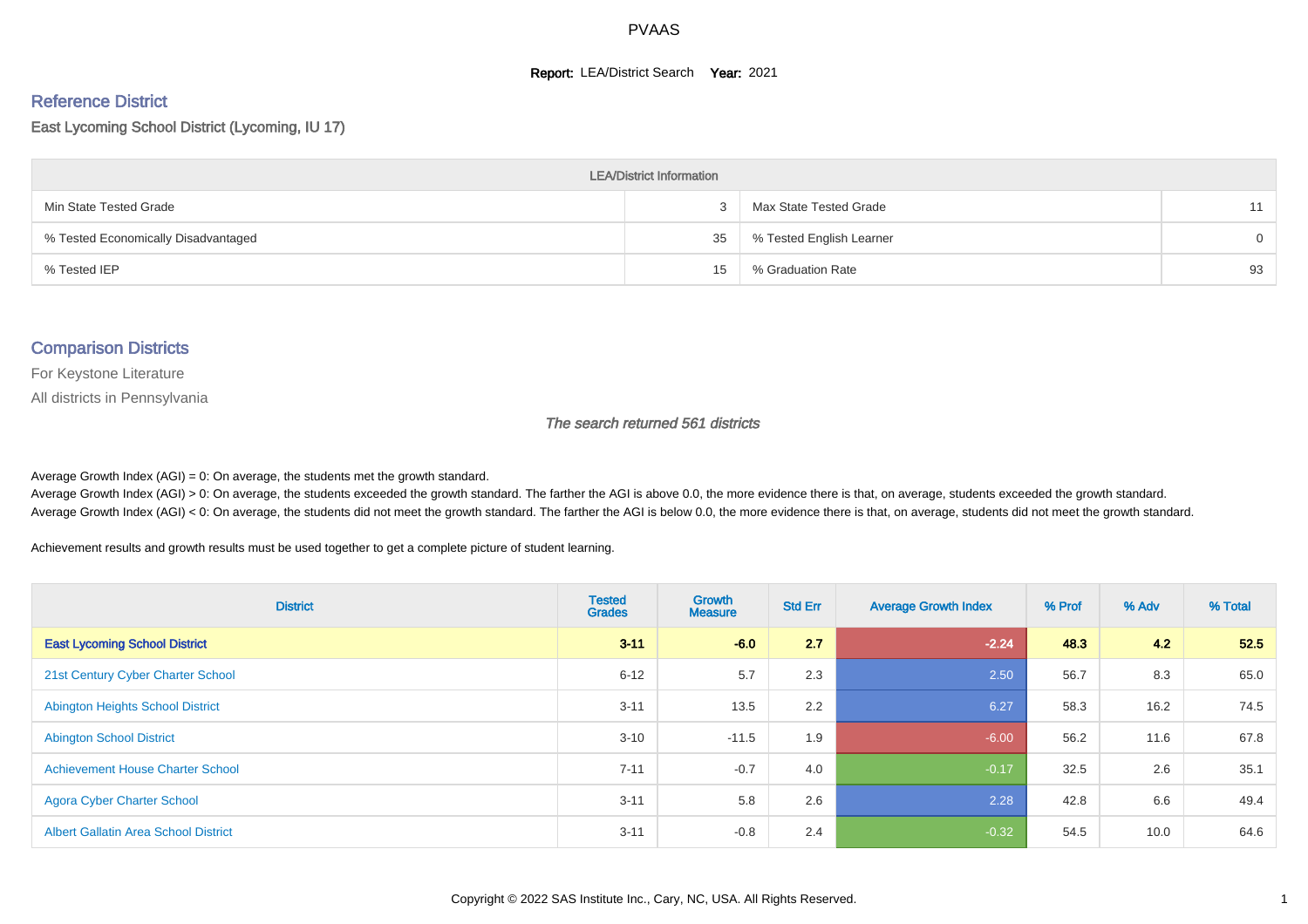# PVAAS

**Report:** LEA/District Search **Year:** 2021

## Reference District

East Lycoming School District (Lycoming, IU 17)

| LEA/District Information | | | |
|---|---|---|---|
| Min State Tested Grade | 3 | Max State Tested Grade | 11 |
| % Tested Economically Disadvantaged | 35 | % Tested English Learner | 0 |
| % Tested IEP | 15 | % Graduation Rate | 93 |

## Comparison Districts

For Keystone Literature

All districts in Pennsylvania

*The search returned 561 districts*

Average Growth Index (AGI) = 0: On average, the students met the growth standard.
Average Growth Index (AGI) > 0: On average, the students exceeded the growth standard. The farther the AGI is above 0.0, the more evidence there is that, on average, students exceeded the growth standard.
Average Growth Index (AGI) < 0: On average, the students did not meet the growth standard. The farther the AGI is below 0.0, the more evidence there is that, on average, students did not meet the growth standard.

Achievement results and growth results must be used together to get a complete picture of student learning.

| District | Tested Grades | Growth Measure | Std Err | Average Growth Index | % Prof | % Adv | % Total |
|---|---|---|---|---|---|---|---|
| **East Lycoming School District** | **3-11** | **-6.0** | **2.7** | **-2.24** | **48.3** | **4.2** | **52.5** |
| 21st Century Cyber Charter School | 6-12 | 5.7 | 2.3 | 2.50 | 56.7 | 8.3 | 65.0 |
| Abington Heights School District | 3-11 | 13.5 | 2.2 | 6.27 | 58.3 | 16.2 | 74.5 |
| Abington School District | 3-10 | -11.5 | 1.9 | -6.00 | 56.2 | 11.6 | 67.8 |
| Achievement House Charter School | 7-11 | -0.7 | 4.0 | -0.17 | 32.5 | 2.6 | 35.1 |
| Agora Cyber Charter School | 3-11 | 5.8 | 2.6 | 2.28 | 42.8 | 6.6 | 49.4 |
| Albert Gallatin Area School District | 3-11 | -0.8 | 2.4 | -0.32 | 54.5 | 10.0 | 64.6 |

Copyright © 2022 SAS Institute Inc., Cary, NC, USA. All Rights Reserved.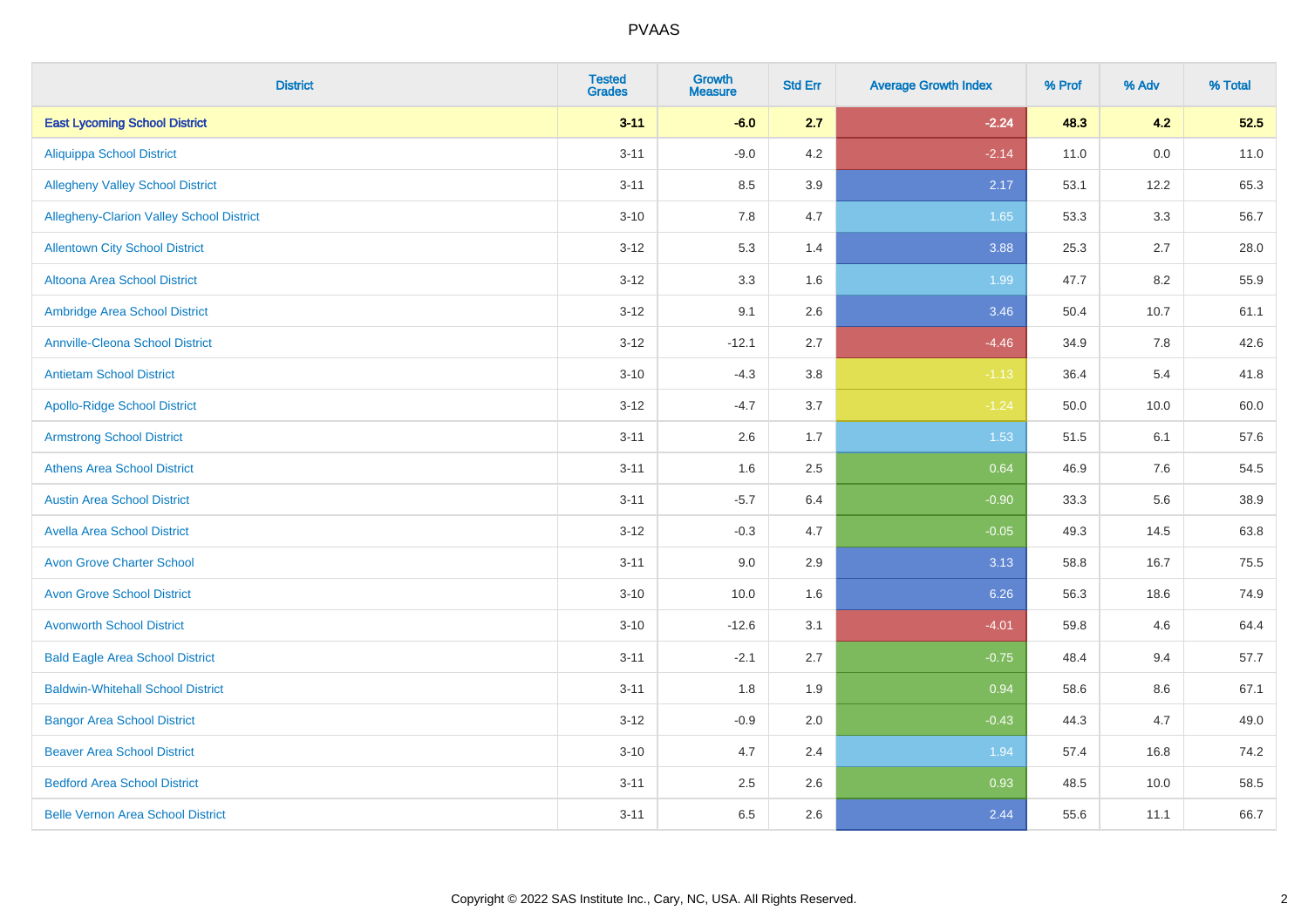# PVAAS

| District | Tested Grades | Growth Measure | Std Err | Average Growth Index | % Prof | % Adv | % Total |
|---|---|---|---|---|---|---|---|
| **East Lycoming School District** | **3-11** | **-6.0** | **2.7** | **-2.24** | **48.3** | **4.2** | **52.5** |
| Aliquippa School District | 3-11 | -9.0 | 4.2 | -2.14 | 11.0 | 0.0 | 11.0 |
| Allegheny Valley School District | 3-11 | 8.5 | 3.9 | 2.17 | 53.1 | 12.2 | 65.3 |
| Allegheny-Clarion Valley School District | 3-10 | 7.8 | 4.7 | 1.65 | 53.3 | 3.3 | 56.7 |
| Allentown City School District | 3-12 | 5.3 | 1.4 | 3.88 | 25.3 | 2.7 | 28.0 |
| Altoona Area School District | 3-12 | 3.3 | 1.6 | 1.99 | 47.7 | 8.2 | 55.9 |
| Ambridge Area School District | 3-12 | 9.1 | 2.6 | 3.46 | 50.4 | 10.7 | 61.1 |
| Annville-Cleona School District | 3-12 | -12.1 | 2.7 | -4.46 | 34.9 | 7.8 | 42.6 |
| Antietam School District | 3-10 | -4.3 | 3.8 | -1.13 | 36.4 | 5.4 | 41.8 |
| Apollo-Ridge School District | 3-12 | -4.7 | 3.7 | -1.24 | 50.0 | 10.0 | 60.0 |
| Armstrong School District | 3-11 | 2.6 | 1.7 | 1.53 | 51.5 | 6.1 | 57.6 |
| Athens Area School District | 3-11 | 1.6 | 2.5 | 0.64 | 46.9 | 7.6 | 54.5 |
| Austin Area School District | 3-11 | -5.7 | 6.4 | -0.90 | 33.3 | 5.6 | 38.9 |
| Avella Area School District | 3-12 | -0.3 | 4.7 | -0.05 | 49.3 | 14.5 | 63.8 |
| Avon Grove Charter School | 3-11 | 9.0 | 2.9 | 3.13 | 58.8 | 16.7 | 75.5 |
| Avon Grove School District | 3-10 | 10.0 | 1.6 | 6.26 | 56.3 | 18.6 | 74.9 |
| Avonworth School District | 3-10 | -12.6 | 3.1 | -4.01 | 59.8 | 4.6 | 64.4 |
| Bald Eagle Area School District | 3-11 | -2.1 | 2.7 | -0.75 | 48.4 | 9.4 | 57.7 |
| Baldwin-Whitehall School District | 3-11 | 1.8 | 1.9 | 0.94 | 58.6 | 8.6 | 67.1 |
| Bangor Area School District | 3-12 | -0.9 | 2.0 | -0.43 | 44.3 | 4.7 | 49.0 |
| Beaver Area School District | 3-10 | 4.7 | 2.4 | 1.94 | 57.4 | 16.8 | 74.2 |
| Bedford Area School District | 3-11 | 2.5 | 2.6 | 0.93 | 48.5 | 10.0 | 58.5 |
| Belle Vernon Area School District | 3-11 | 6.5 | 2.6 | 2.44 | 55.6 | 11.1 | 66.7 |

Copyright © 2022 SAS Institute Inc., Cary, NC, USA. All Rights Reserved.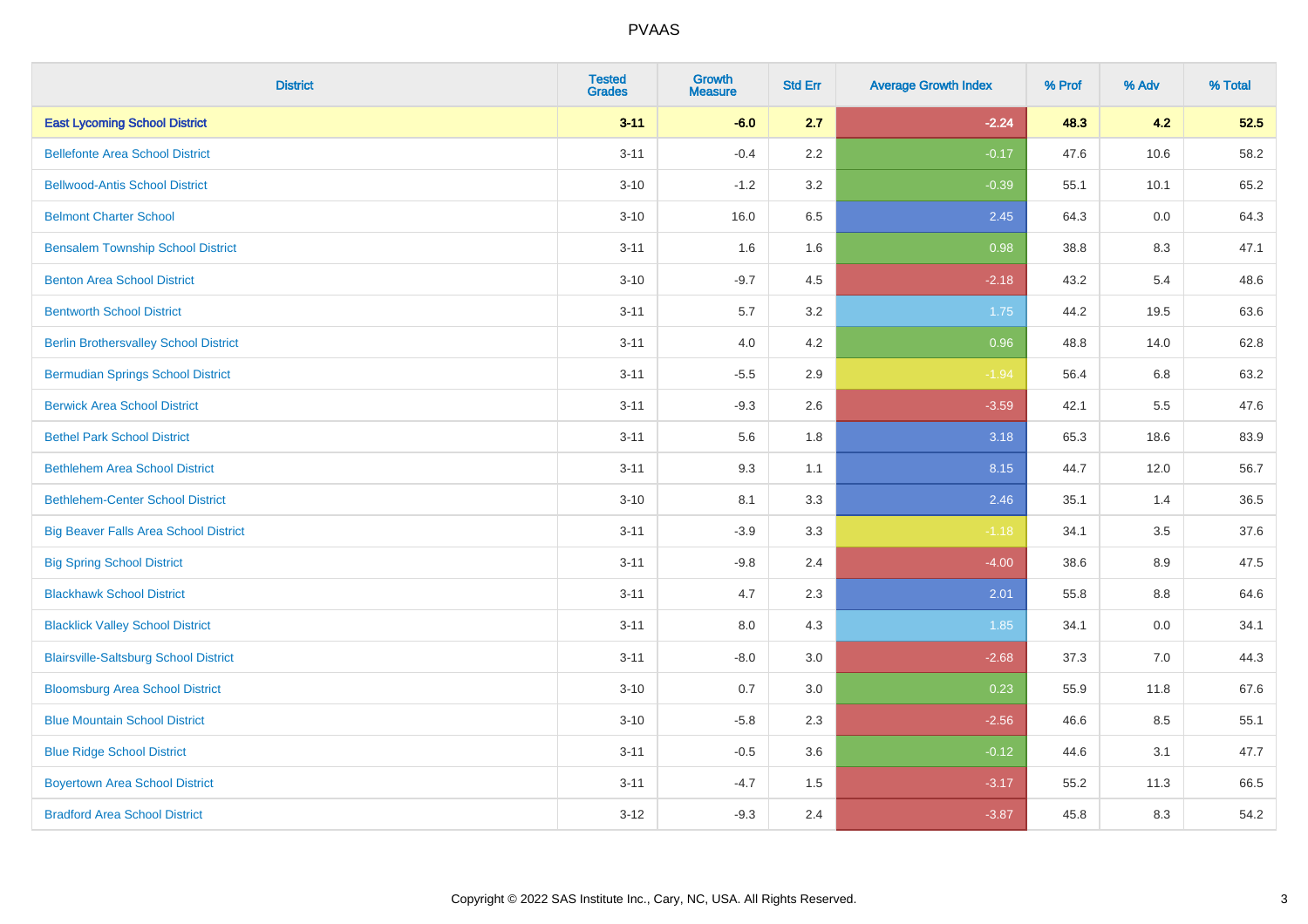| District | Tested Grades | Growth Measure | Std Err | Average Growth Index | % Prof | % Adv | % Total |
|---|---|---|---|---|---|---|---|
| **East Lycoming School District** | **3-11** | **-6.0** | **2.7** | **-2.24** | **48.3** | **4.2** | **52.5** |
| Bellefonte Area School District | 3-11 | -0.4 | 2.2 | -0.17 | 47.6 | 10.6 | 58.2 |
| Bellwood-Antis School District | 3-10 | -1.2 | 3.2 | -0.39 | 55.1 | 10.1 | 65.2 |
| Belmont Charter School | 3-10 | 16.0 | 6.5 | 2.45 | 64.3 | 0.0 | 64.3 |
| Bensalem Township School District | 3-11 | 1.6 | 1.6 | 0.98 | 38.8 | 8.3 | 47.1 |
| Benton Area School District | 3-10 | -9.7 | 4.5 | -2.18 | 43.2 | 5.4 | 48.6 |
| Bentworth School District | 3-11 | 5.7 | 3.2 | 1.75 | 44.2 | 19.5 | 63.6 |
| Berlin Brothersvalley School District | 3-11 | 4.0 | 4.2 | 0.96 | 48.8 | 14.0 | 62.8 |
| Bermudian Springs School District | 3-11 | -5.5 | 2.9 | -1.94 | 56.4 | 6.8 | 63.2 |
| Berwick Area School District | 3-11 | -9.3 | 2.6 | -3.59 | 42.1 | 5.5 | 47.6 |
| Bethel Park School District | 3-11 | 5.6 | 1.8 | 3.18 | 65.3 | 18.6 | 83.9 |
| Bethlehem Area School District | 3-11 | 9.3 | 1.1 | 8.15 | 44.7 | 12.0 | 56.7 |
| Bethlehem-Center School District | 3-10 | 8.1 | 3.3 | 2.46 | 35.1 | 1.4 | 36.5 |
| Big Beaver Falls Area School District | 3-11 | -3.9 | 3.3 | -1.18 | 34.1 | 3.5 | 37.6 |
| Big Spring School District | 3-11 | -9.8 | 2.4 | -4.00 | 38.6 | 8.9 | 47.5 |
| Blackhawk School District | 3-11 | 4.7 | 2.3 | 2.01 | 55.8 | 8.8 | 64.6 |
| Blacklick Valley School District | 3-11 | 8.0 | 4.3 | 1.85 | 34.1 | 0.0 | 34.1 |
| Blairsville-Saltsburg School District | 3-11 | -8.0 | 3.0 | -2.68 | 37.3 | 7.0 | 44.3 |
| Bloomsburg Area School District | 3-10 | 0.7 | 3.0 | 0.23 | 55.9 | 11.8 | 67.6 |
| Blue Mountain School District | 3-10 | -5.8 | 2.3 | -2.56 | 46.6 | 8.5 | 55.1 |
| Blue Ridge School District | 3-11 | -0.5 | 3.6 | -0.12 | 44.6 | 3.1 | 47.7 |
| Boyertown Area School District | 3-11 | -4.7 | 1.5 | -3.17 | 55.2 | 11.3 | 66.5 |
| Bradford Area School District | 3-12 | -9.3 | 2.4 | -3.87 | 45.8 | 8.3 | 54.2 |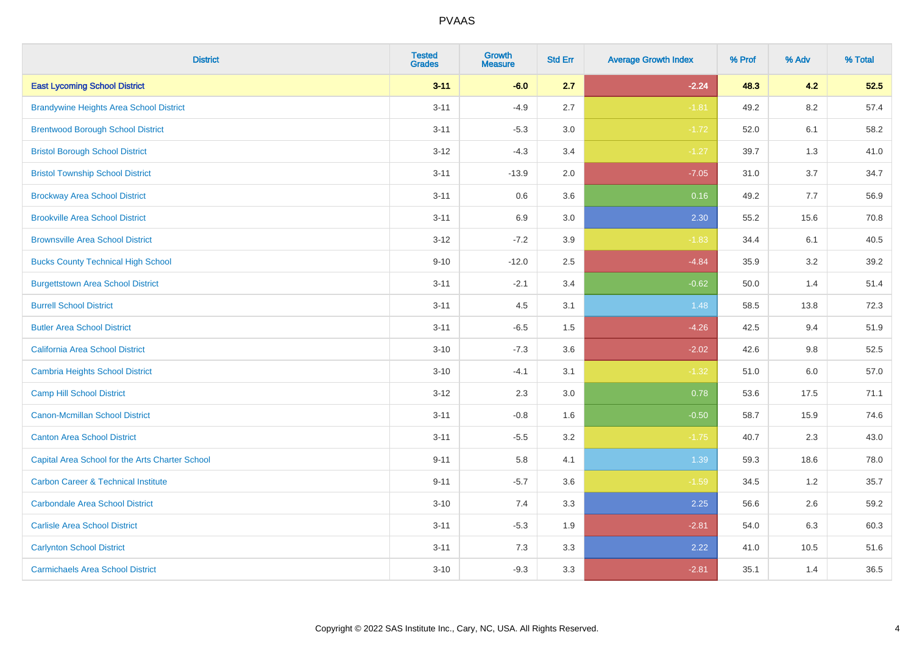# PVAAS

| District | Tested Grades | Growth Measure | Std Err | Average Growth Index | % Prof | % Adv | % Total |
|---|---|---|---|---|---|---|---|
| **East Lycoming School District** | **3-11** | **-6.0** | **2.7** | **-2.24** | **48.3** | **4.2** | **52.5** |
| Brandywine Heights Area School District | 3-11 | -4.9 | 2.7 | -1.81 | 49.2 | 8.2 | 57.4 |
| Brentwood Borough School District | 3-11 | -5.3 | 3.0 | -1.72 | 52.0 | 6.1 | 58.2 |
| Bristol Borough School District | 3-12 | -4.3 | 3.4 | -1.27 | 39.7 | 1.3 | 41.0 |
| Bristol Township School District | 3-11 | -13.9 | 2.0 | -7.05 | 31.0 | 3.7 | 34.7 |
| Brockway Area School District | 3-11 | 0.6 | 3.6 | 0.16 | 49.2 | 7.7 | 56.9 |
| Brookville Area School District | 3-11 | 6.9 | 3.0 | 2.30 | 55.2 | 15.6 | 70.8 |
| Brownsville Area School District | 3-12 | -7.2 | 3.9 | -1.83 | 34.4 | 6.1 | 40.5 |
| Bucks County Technical High School | 9-10 | -12.0 | 2.5 | -4.84 | 35.9 | 3.2 | 39.2 |
| Burgettstown Area School District | 3-11 | -2.1 | 3.4 | -0.62 | 50.0 | 1.4 | 51.4 |
| Burrell School District | 3-11 | 4.5 | 3.1 | 1.48 | 58.5 | 13.8 | 72.3 |
| Butler Area School District | 3-11 | -6.5 | 1.5 | -4.26 | 42.5 | 9.4 | 51.9 |
| California Area School District | 3-10 | -7.3 | 3.6 | -2.02 | 42.6 | 9.8 | 52.5 |
| Cambria Heights School District | 3-10 | -4.1 | 3.1 | -1.32 | 51.0 | 6.0 | 57.0 |
| Camp Hill School District | 3-12 | 2.3 | 3.0 | 0.78 | 53.6 | 17.5 | 71.1 |
| Canon-Mcmillan School District | 3-11 | -0.8 | 1.6 | -0.50 | 58.7 | 15.9 | 74.6 |
| Canton Area School District | 3-11 | -5.5 | 3.2 | -1.75 | 40.7 | 2.3 | 43.0 |
| Capital Area School for the Arts Charter School | 9-11 | 5.8 | 4.1 | 1.39 | 59.3 | 18.6 | 78.0 |
| Carbon Career & Technical Institute | 9-11 | -5.7 | 3.6 | -1.59 | 34.5 | 1.2 | 35.7 |
| Carbondale Area School District | 3-10 | 7.4 | 3.3 | 2.25 | 56.6 | 2.6 | 59.2 |
| Carlisle Area School District | 3-11 | -5.3 | 1.9 | -2.81 | 54.0 | 6.3 | 60.3 |
| Carlynton School District | 3-11 | 7.3 | 3.3 | 2.22 | 41.0 | 10.5 | 51.6 |
| Carmichaels Area School District | 3-10 | -9.3 | 3.3 | -2.81 | 35.1 | 1.4 | 36.5 |

Copyright © 2022 SAS Institute Inc., Cary, NC, USA. All Rights Reserved.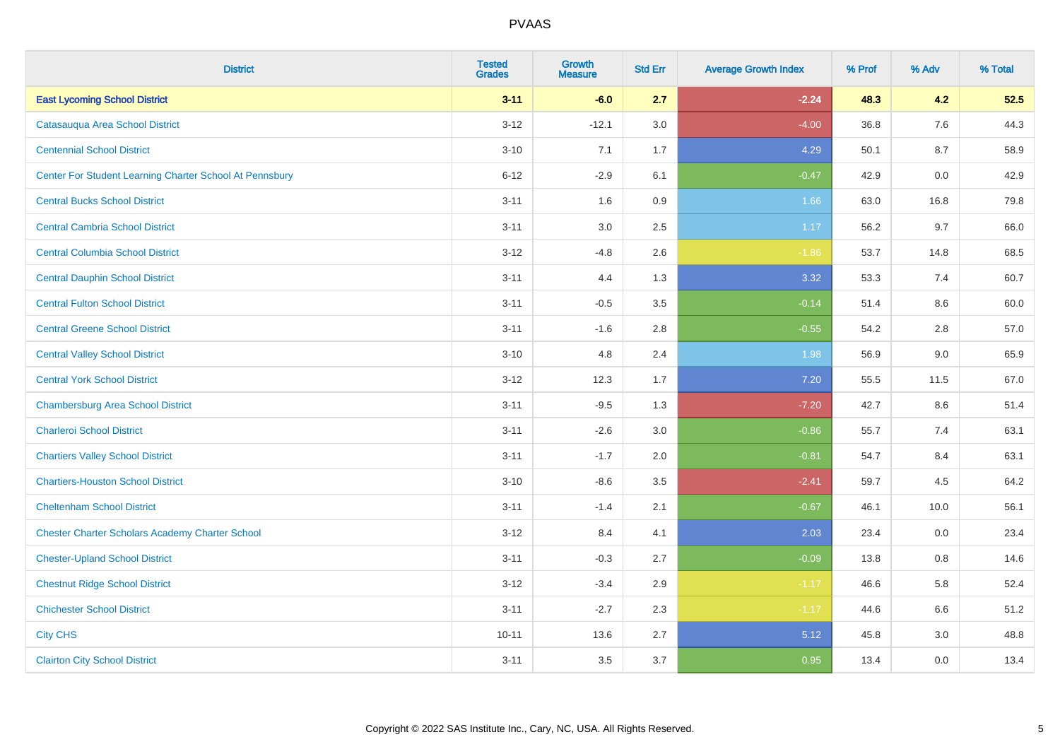| District | Tested Grades | Growth Measure | Std Err | Average Growth Index | % Prof | % Adv | % Total |
|---|---|---|---|---|---|---|---|
| **East Lycoming School District** | **3-11** | **-6.0** | **2.7** | **-2.24** | **48.3** | **4.2** | **52.5** |
| Catasauqua Area School District | 3-12 | -12.1 | 3.0 | -4.00 | 36.8 | 7.6 | 44.3 |
| Centennial School District | 3-10 | 7.1 | 1.7 | 4.29 | 50.1 | 8.7 | 58.9 |
| Center For Student Learning Charter School At Pennsbury | 6-12 | -2.9 | 6.1 | -0.47 | 42.9 | 0.0 | 42.9 |
| Central Bucks School District | 3-11 | 1.6 | 0.9 | 1.66 | 63.0 | 16.8 | 79.8 |
| Central Cambria School District | 3-11 | 3.0 | 2.5 | 1.17 | 56.2 | 9.7 | 66.0 |
| Central Columbia School District | 3-12 | -4.8 | 2.6 | -1.86 | 53.7 | 14.8 | 68.5 |
| Central Dauphin School District | 3-11 | 4.4 | 1.3 | 3.32 | 53.3 | 7.4 | 60.7 |
| Central Fulton School District | 3-11 | -0.5 | 3.5 | -0.14 | 51.4 | 8.6 | 60.0 |
| Central Greene School District | 3-11 | -1.6 | 2.8 | -0.55 | 54.2 | 2.8 | 57.0 |
| Central Valley School District | 3-10 | 4.8 | 2.4 | 1.98 | 56.9 | 9.0 | 65.9 |
| Central York School District | 3-12 | 12.3 | 1.7 | 7.20 | 55.5 | 11.5 | 67.0 |
| Chambersburg Area School District | 3-11 | -9.5 | 1.3 | -7.20 | 42.7 | 8.6 | 51.4 |
| Charleroi School District | 3-11 | -2.6 | 3.0 | -0.86 | 55.7 | 7.4 | 63.1 |
| Chartiers Valley School District | 3-11 | -1.7 | 2.0 | -0.81 | 54.7 | 8.4 | 63.1 |
| Chartiers-Houston School District | 3-10 | -8.6 | 3.5 | -2.41 | 59.7 | 4.5 | 64.2 |
| Cheltenham School District | 3-11 | -1.4 | 2.1 | -0.67 | 46.1 | 10.0 | 56.1 |
| Chester Charter Scholars Academy Charter School | 3-12 | 8.4 | 4.1 | 2.03 | 23.4 | 0.0 | 23.4 |
| Chester-Upland School District | 3-11 | -0.3 | 2.7 | -0.09 | 13.8 | 0.8 | 14.6 |
| Chestnut Ridge School District | 3-12 | -3.4 | 2.9 | -1.17 | 46.6 | 5.8 | 52.4 |
| Chichester School District | 3-11 | -2.7 | 2.3 | -1.17 | 44.6 | 6.6 | 51.2 |
| City CHS | 10-11 | 13.6 | 2.7 | 5.12 | 45.8 | 3.0 | 48.8 |
| Clairton City School District | 3-11 | 3.5 | 3.7 | 0.95 | 13.4 | 0.0 | 13.4 |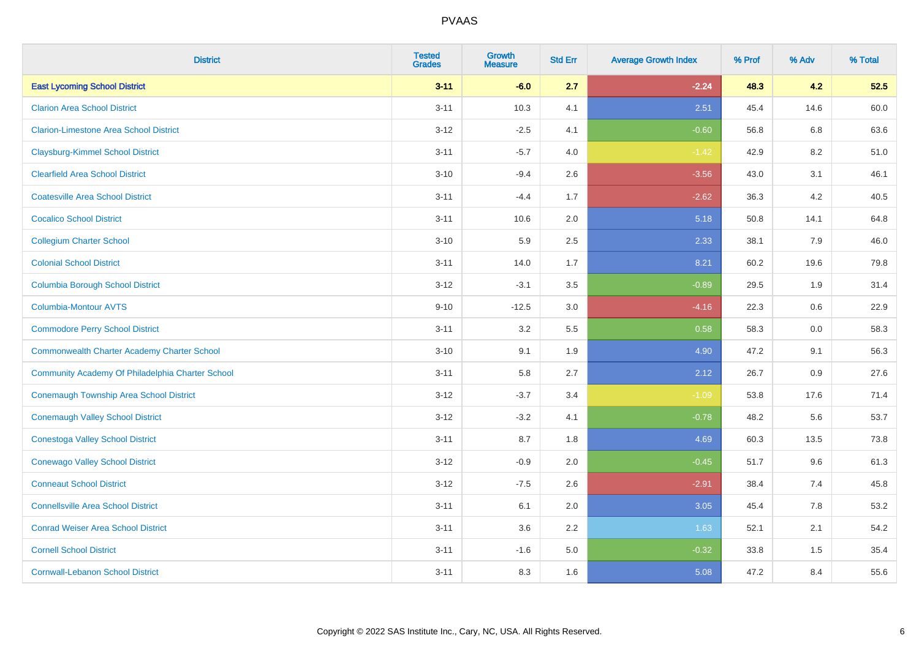| District | Tested Grades | Growth Measure | Std Err | Average Growth Index | % Prof | % Adv | % Total |
|---|---|---|---|---|---|---|---|
| **East Lycoming School District** | **3-11** | **-6.0** | **2.7** | **-2.24** | **48.3** | **4.2** | **52.5** |
| Clarion Area School District | 3-11 | 10.3 | 4.1 | 2.51 | 45.4 | 14.6 | 60.0 |
| Clarion-Limestone Area School District | 3-12 | -2.5 | 4.1 | -0.60 | 56.8 | 6.8 | 63.6 |
| Claysburg-Kimmel School District | 3-11 | -5.7 | 4.0 | -1.42 | 42.9 | 8.2 | 51.0 |
| Clearfield Area School District | 3-10 | -9.4 | 2.6 | -3.56 | 43.0 | 3.1 | 46.1 |
| Coatesville Area School District | 3-11 | -4.4 | 1.7 | -2.62 | 36.3 | 4.2 | 40.5 |
| Cocalico School District | 3-11 | 10.6 | 2.0 | 5.18 | 50.8 | 14.1 | 64.8 |
| Collegium Charter School | 3-10 | 5.9 | 2.5 | 2.33 | 38.1 | 7.9 | 46.0 |
| Colonial School District | 3-11 | 14.0 | 1.7 | 8.21 | 60.2 | 19.6 | 79.8 |
| Columbia Borough School District | 3-12 | -3.1 | 3.5 | -0.89 | 29.5 | 1.9 | 31.4 |
| Columbia-Montour AVTS | 9-10 | -12.5 | 3.0 | -4.16 | 22.3 | 0.6 | 22.9 |
| Commodore Perry School District | 3-11 | 3.2 | 5.5 | 0.58 | 58.3 | 0.0 | 58.3 |
| Commonwealth Charter Academy Charter School | 3-10 | 9.1 | 1.9 | 4.90 | 47.2 | 9.1 | 56.3 |
| Community Academy Of Philadelphia Charter School | 3-11 | 5.8 | 2.7 | 2.12 | 26.7 | 0.9 | 27.6 |
| Conemaugh Township Area School District | 3-12 | -3.7 | 3.4 | -1.09 | 53.8 | 17.6 | 71.4 |
| Conemaugh Valley School District | 3-12 | -3.2 | 4.1 | -0.78 | 48.2 | 5.6 | 53.7 |
| Conestoga Valley School District | 3-11 | 8.7 | 1.8 | 4.69 | 60.3 | 13.5 | 73.8 |
| Conewago Valley School District | 3-12 | -0.9 | 2.0 | -0.45 | 51.7 | 9.6 | 61.3 |
| Conneaut School District | 3-12 | -7.5 | 2.6 | -2.91 | 38.4 | 7.4 | 45.8 |
| Connellsville Area School District | 3-11 | 6.1 | 2.0 | 3.05 | 45.4 | 7.8 | 53.2 |
| Conrad Weiser Area School District | 3-11 | 3.6 | 2.2 | 1.63 | 52.1 | 2.1 | 54.2 |
| Cornell School District | 3-11 | -1.6 | 5.0 | -0.32 | 33.8 | 1.5 | 35.4 |
| Cornwall-Lebanon School District | 3-11 | 8.3 | 1.6 | 5.08 | 47.2 | 8.4 | 55.6 |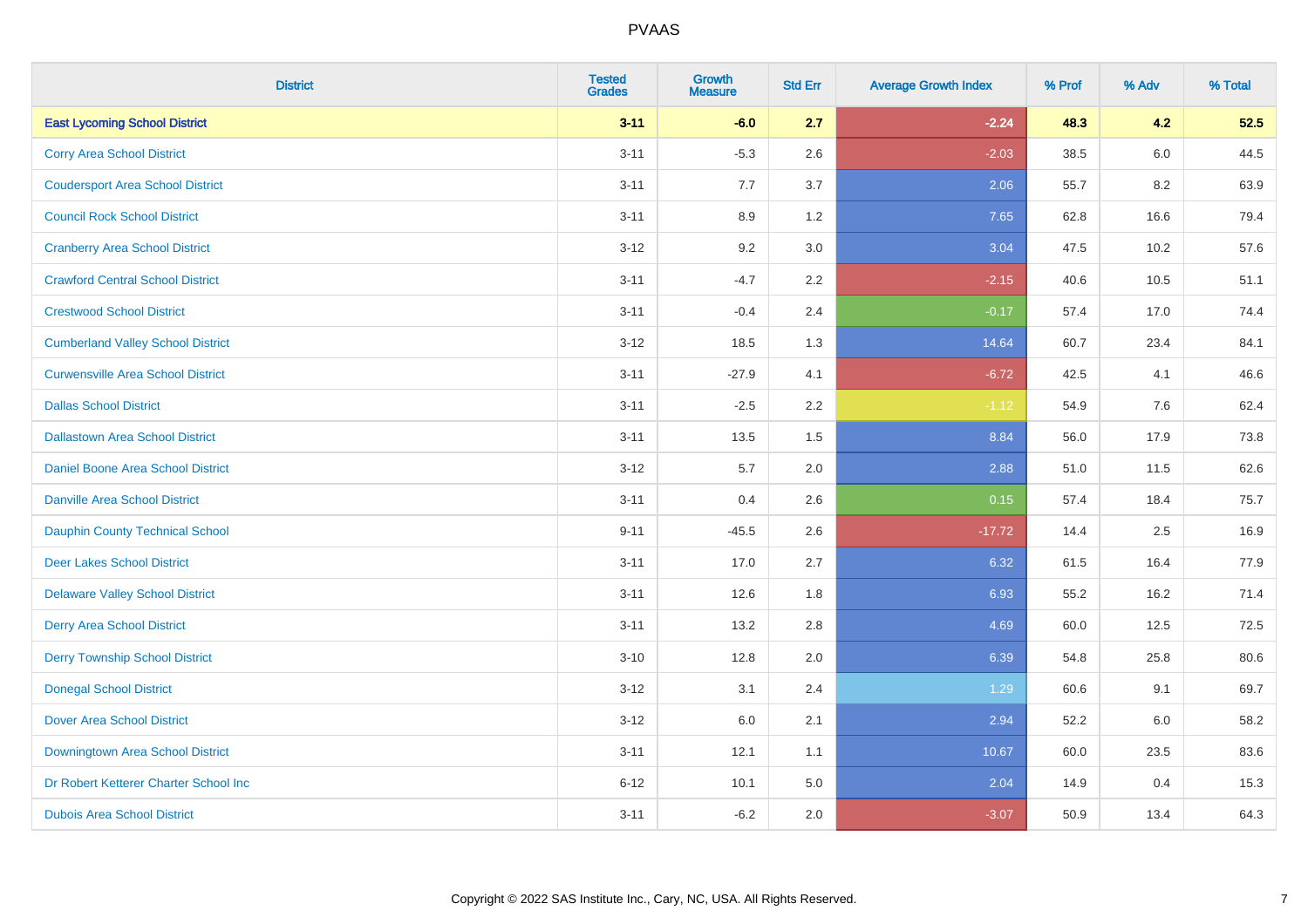# PVAAS

| District | Tested Grades | Growth Measure | Std Err | Average Growth Index | % Prof | % Adv | % Total |
|---|---|---|---|---|---|---|---|
| **East Lycoming School District** | **3-11** | **-6.0** | **2.7** | **-2.24** | **48.3** | **4.2** | **52.5** |
| Corry Area School District | 3-11 | -5.3 | 2.6 | -2.03 | 38.5 | 6.0 | 44.5 |
| Coudersport Area School District | 3-11 | 7.7 | 3.7 | 2.06 | 55.7 | 8.2 | 63.9 |
| Council Rock School District | 3-11 | 8.9 | 1.2 | 7.65 | 62.8 | 16.6 | 79.4 |
| Cranberry Area School District | 3-12 | 9.2 | 3.0 | 3.04 | 47.5 | 10.2 | 57.6 |
| Crawford Central School District | 3-11 | -4.7 | 2.2 | -2.15 | 40.6 | 10.5 | 51.1 |
| Crestwood School District | 3-11 | -0.4 | 2.4 | -0.17 | 57.4 | 17.0 | 74.4 |
| Cumberland Valley School District | 3-12 | 18.5 | 1.3 | 14.64 | 60.7 | 23.4 | 84.1 |
| Curwensville Area School District | 3-11 | -27.9 | 4.1 | -6.72 | 42.5 | 4.1 | 46.6 |
| Dallas School District | 3-11 | -2.5 | 2.2 | -1.12 | 54.9 | 7.6 | 62.4 |
| Dallastown Area School District | 3-11 | 13.5 | 1.5 | 8.84 | 56.0 | 17.9 | 73.8 |
| Daniel Boone Area School District | 3-12 | 5.7 | 2.0 | 2.88 | 51.0 | 11.5 | 62.6 |
| Danville Area School District | 3-11 | 0.4 | 2.6 | 0.15 | 57.4 | 18.4 | 75.7 |
| Dauphin County Technical School | 9-11 | -45.5 | 2.6 | -17.72 | 14.4 | 2.5 | 16.9 |
| Deer Lakes School District | 3-11 | 17.0 | 2.7 | 6.32 | 61.5 | 16.4 | 77.9 |
| Delaware Valley School District | 3-11 | 12.6 | 1.8 | 6.93 | 55.2 | 16.2 | 71.4 |
| Derry Area School District | 3-11 | 13.2 | 2.8 | 4.69 | 60.0 | 12.5 | 72.5 |
| Derry Township School District | 3-10 | 12.8 | 2.0 | 6.39 | 54.8 | 25.8 | 80.6 |
| Donegal School District | 3-12 | 3.1 | 2.4 | 1.29 | 60.6 | 9.1 | 69.7 |
| Dover Area School District | 3-12 | 6.0 | 2.1 | 2.94 | 52.2 | 6.0 | 58.2 |
| Downingtown Area School District | 3-11 | 12.1 | 1.1 | 10.67 | 60.0 | 23.5 | 83.6 |
| Dr Robert Ketterer Charter School Inc | 6-12 | 10.1 | 5.0 | 2.04 | 14.9 | 0.4 | 15.3 |
| Dubois Area School District | 3-11 | -6.2 | 2.0 | -3.07 | 50.9 | 13.4 | 64.3 |

Copyright © 2022 SAS Institute Inc., Cary, NC, USA. All Rights Reserved.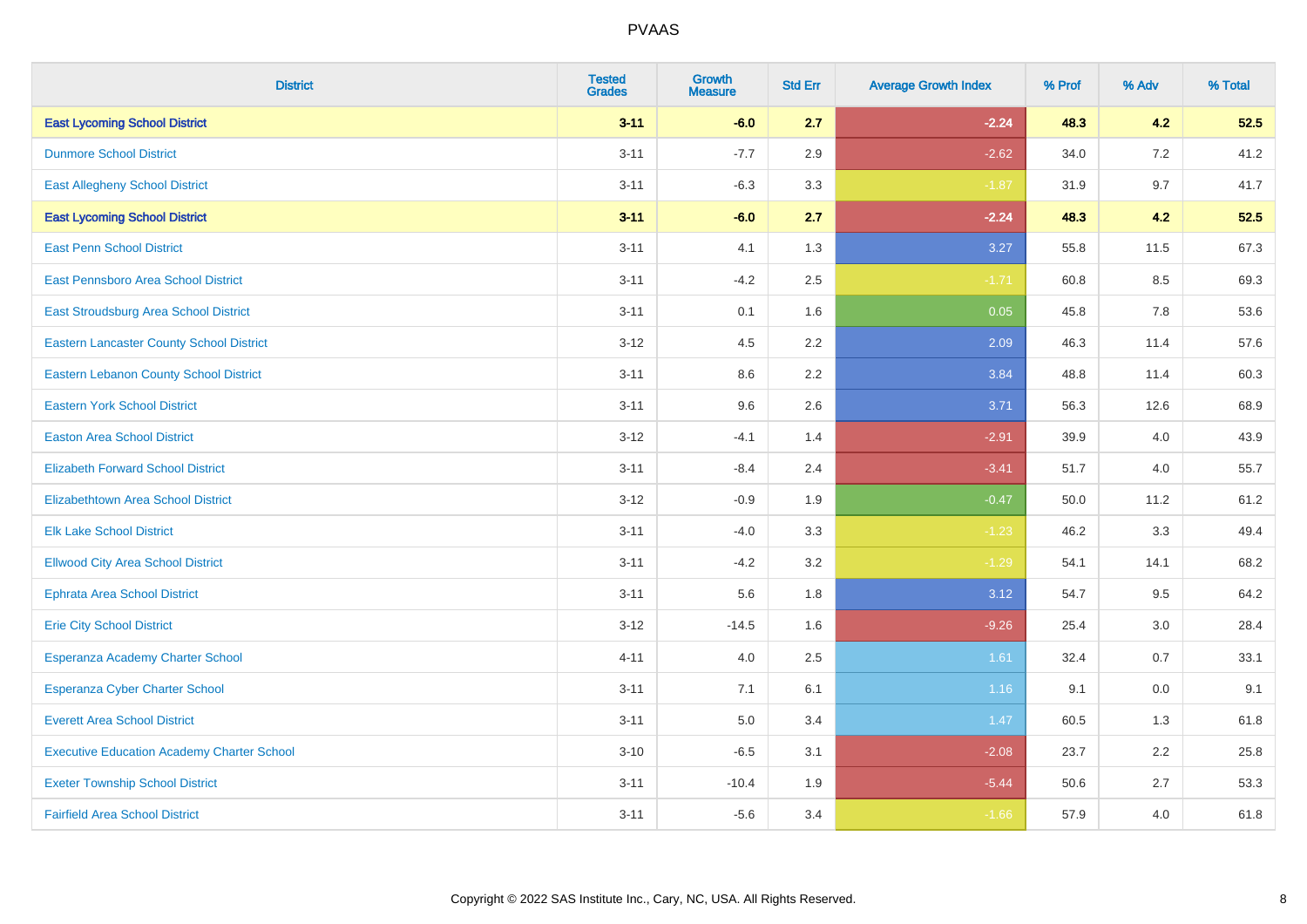# PVAAS

| District | Tested Grades | Growth Measure | Std Err | Average Growth Index | % Prof | % Adv | % Total |
|---|---|---|---|---|---|---|---|
| **East Lycoming School District** | **3-11** | **-6.0** | **2.7** | **-2.24** | **48.3** | **4.2** | **52.5** |
| Dunmore School District | 3-11 | -7.7 | 2.9 | -2.62 | 34.0 | 7.2 | 41.2 |
| East Allegheny School District | 3-11 | -6.3 | 3.3 | -1.87 | 31.9 | 9.7 | 41.7 |
| **East Lycoming School District** | **3-11** | **-6.0** | **2.7** | **-2.24** | **48.3** | **4.2** | **52.5** |
| East Penn School District | 3-11 | 4.1 | 1.3 | 3.27 | 55.8 | 11.5 | 67.3 |
| East Pennsboro Area School District | 3-11 | -4.2 | 2.5 | -1.71 | 60.8 | 8.5 | 69.3 |
| East Stroudsburg Area School District | 3-11 | 0.1 | 1.6 | 0.05 | 45.8 | 7.8 | 53.6 |
| Eastern Lancaster County School District | 3-12 | 4.5 | 2.2 | 2.09 | 46.3 | 11.4 | 57.6 |
| Eastern Lebanon County School District | 3-11 | 8.6 | 2.2 | 3.84 | 48.8 | 11.4 | 60.3 |
| Eastern York School District | 3-11 | 9.6 | 2.6 | 3.71 | 56.3 | 12.6 | 68.9 |
| Easton Area School District | 3-12 | -4.1 | 1.4 | -2.91 | 39.9 | 4.0 | 43.9 |
| Elizabeth Forward School District | 3-11 | -8.4 | 2.4 | -3.41 | 51.7 | 4.0 | 55.7 |
| Elizabethtown Area School District | 3-12 | -0.9 | 1.9 | -0.47 | 50.0 | 11.2 | 61.2 |
| Elk Lake School District | 3-11 | -4.0 | 3.3 | -1.23 | 46.2 | 3.3 | 49.4 |
| Ellwood City Area School District | 3-11 | -4.2 | 3.2 | -1.29 | 54.1 | 14.1 | 68.2 |
| Ephrata Area School District | 3-11 | 5.6 | 1.8 | 3.12 | 54.7 | 9.5 | 64.2 |
| Erie City School District | 3-12 | -14.5 | 1.6 | -9.26 | 25.4 | 3.0 | 28.4 |
| Esperanza Academy Charter School | 4-11 | 4.0 | 2.5 | 1.61 | 32.4 | 0.7 | 33.1 |
| Esperanza Cyber Charter School | 3-11 | 7.1 | 6.1 | 1.16 | 9.1 | 0.0 | 9.1 |
| Everett Area School District | 3-11 | 5.0 | 3.4 | 1.47 | 60.5 | 1.3 | 61.8 |
| Executive Education Academy Charter School | 3-10 | -6.5 | 3.1 | -2.08 | 23.7 | 2.2 | 25.8 |
| Exeter Township School District | 3-11 | -10.4 | 1.9 | -5.44 | 50.6 | 2.7 | 53.3 |
| Fairfield Area School District | 3-11 | -5.6 | 3.4 | -1.66 | 57.9 | 4.0 | 61.8 |

Copyright © 2022 SAS Institute Inc., Cary, NC, USA. All Rights Reserved.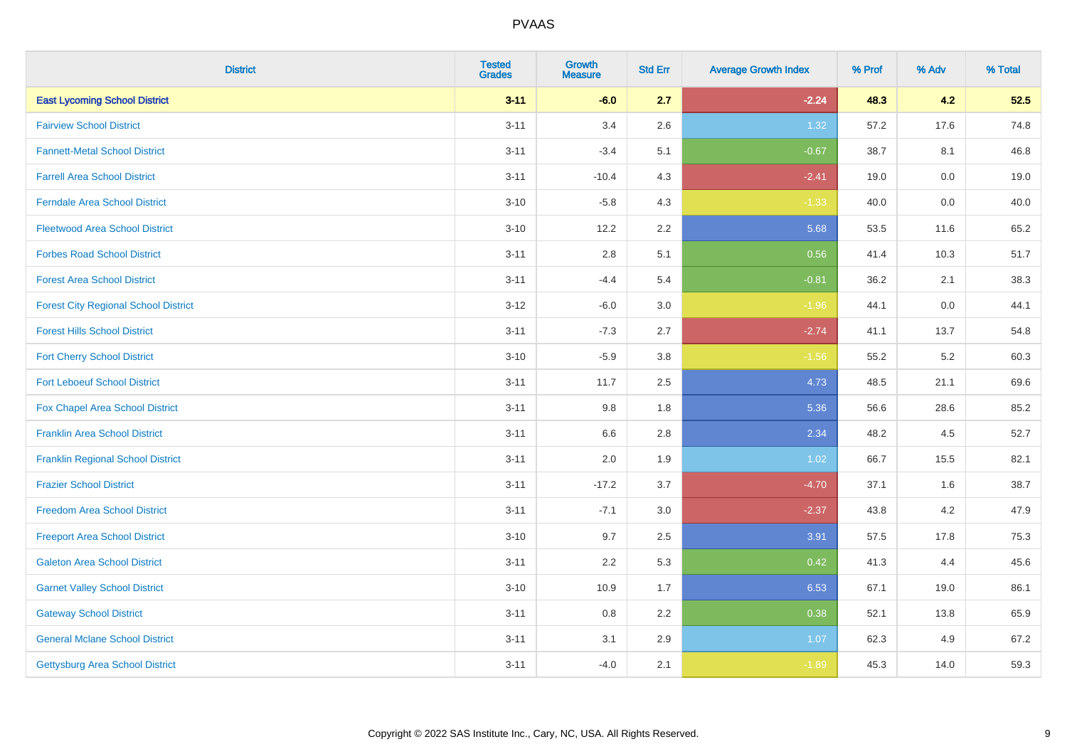# PVAAS

| District | Tested Grades | Growth Measure | Std Err | Average Growth Index | % Prof | % Adv | % Total |
|---|---|---|---|---|---|---|---|
| **East Lycoming School District** | **3-11** | **-6.0** | **2.7** | **-2.24** | **48.3** | **4.2** | **52.5** |
| Fairview School District | 3-11 | 3.4 | 2.6 | 1.32 | 57.2 | 17.6 | 74.8 |
| Fannett-Metal School District | 3-11 | -3.4 | 5.1 | -0.67 | 38.7 | 8.1 | 46.8 |
| Farrell Area School District | 3-11 | -10.4 | 4.3 | -2.41 | 19.0 | 0.0 | 19.0 |
| Ferndale Area School District | 3-10 | -5.8 | 4.3 | -1.33 | 40.0 | 0.0 | 40.0 |
| Fleetwood Area School District | 3-10 | 12.2 | 2.2 | 5.68 | 53.5 | 11.6 | 65.2 |
| Forbes Road School District | 3-11 | 2.8 | 5.1 | 0.56 | 41.4 | 10.3 | 51.7 |
| Forest Area School District | 3-11 | -4.4 | 5.4 | -0.81 | 36.2 | 2.1 | 38.3 |
| Forest City Regional School District | 3-12 | -6.0 | 3.0 | -1.96 | 44.1 | 0.0 | 44.1 |
| Forest Hills School District | 3-11 | -7.3 | 2.7 | -2.74 | 41.1 | 13.7 | 54.8 |
| Fort Cherry School District | 3-10 | -5.9 | 3.8 | -1.56 | 55.2 | 5.2 | 60.3 |
| Fort Leboeuf School District | 3-11 | 11.7 | 2.5 | 4.73 | 48.5 | 21.1 | 69.6 |
| Fox Chapel Area School District | 3-11 | 9.8 | 1.8 | 5.36 | 56.6 | 28.6 | 85.2 |
| Franklin Area School District | 3-11 | 6.6 | 2.8 | 2.34 | 48.2 | 4.5 | 52.7 |
| Franklin Regional School District | 3-11 | 2.0 | 1.9 | 1.02 | 66.7 | 15.5 | 82.1 |
| Frazier School District | 3-11 | -17.2 | 3.7 | -4.70 | 37.1 | 1.6 | 38.7 |
| Freedom Area School District | 3-11 | -7.1 | 3.0 | -2.37 | 43.8 | 4.2 | 47.9 |
| Freeport Area School District | 3-10 | 9.7 | 2.5 | 3.91 | 57.5 | 17.8 | 75.3 |
| Galeton Area School District | 3-11 | 2.2 | 5.3 | 0.42 | 41.3 | 4.4 | 45.6 |
| Garnet Valley School District | 3-10 | 10.9 | 1.7 | 6.53 | 67.1 | 19.0 | 86.1 |
| Gateway School District | 3-11 | 0.8 | 2.2 | 0.38 | 52.1 | 13.8 | 65.9 |
| General Mclane School District | 3-11 | 3.1 | 2.9 | 1.07 | 62.3 | 4.9 | 67.2 |
| Gettysburg Area School District | 3-11 | -4.0 | 2.1 | -1.89 | 45.3 | 14.0 | 59.3 |

Copyright © 2022 SAS Institute Inc., Cary, NC, USA. All Rights Reserved.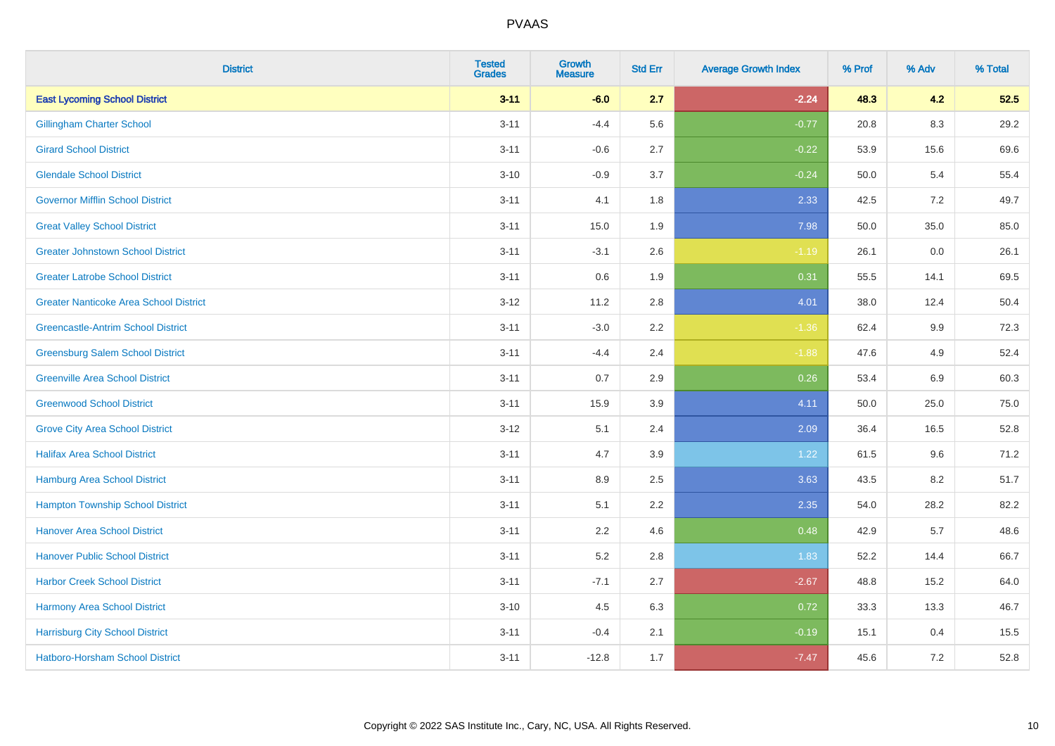| District | Tested Grades | Growth Measure | Std Err | Average Growth Index | % Prof | % Adv | % Total |
|---|---|---|---|---|---|---|---|
| **East Lycoming School District** | **3-11** | **-6.0** | **2.7** | **-2.24** | **48.3** | **4.2** | **52.5** |
| Gillingham Charter School | 3-11 | -4.4 | 5.6 | -0.77 | 20.8 | 8.3 | 29.2 |
| Girard School District | 3-11 | -0.6 | 2.7 | -0.22 | 53.9 | 15.6 | 69.6 |
| Glendale School District | 3-10 | -0.9 | 3.7 | -0.24 | 50.0 | 5.4 | 55.4 |
| Governor Mifflin School District | 3-11 | 4.1 | 1.8 | 2.33 | 42.5 | 7.2 | 49.7 |
| Great Valley School District | 3-11 | 15.0 | 1.9 | 7.98 | 50.0 | 35.0 | 85.0 |
| Greater Johnstown School District | 3-11 | -3.1 | 2.6 | -1.19 | 26.1 | 0.0 | 26.1 |
| Greater Latrobe School District | 3-11 | 0.6 | 1.9 | 0.31 | 55.5 | 14.1 | 69.5 |
| Greater Nanticoke Area School District | 3-12 | 11.2 | 2.8 | 4.01 | 38.0 | 12.4 | 50.4 |
| Greencastle-Antrim School District | 3-11 | -3.0 | 2.2 | -1.36 | 62.4 | 9.9 | 72.3 |
| Greensburg Salem School District | 3-11 | -4.4 | 2.4 | -1.88 | 47.6 | 4.9 | 52.4 |
| Greenville Area School District | 3-11 | 0.7 | 2.9 | 0.26 | 53.4 | 6.9 | 60.3 |
| Greenwood School District | 3-11 | 15.9 | 3.9 | 4.11 | 50.0 | 25.0 | 75.0 |
| Grove City Area School District | 3-12 | 5.1 | 2.4 | 2.09 | 36.4 | 16.5 | 52.8 |
| Halifax Area School District | 3-11 | 4.7 | 3.9 | 1.22 | 61.5 | 9.6 | 71.2 |
| Hamburg Area School District | 3-11 | 8.9 | 2.5 | 3.63 | 43.5 | 8.2 | 51.7 |
| Hampton Township School District | 3-11 | 5.1 | 2.2 | 2.35 | 54.0 | 28.2 | 82.2 |
| Hanover Area School District | 3-11 | 2.2 | 4.6 | 0.48 | 42.9 | 5.7 | 48.6 |
| Hanover Public School District | 3-11 | 5.2 | 2.8 | 1.83 | 52.2 | 14.4 | 66.7 |
| Harbor Creek School District | 3-11 | -7.1 | 2.7 | -2.67 | 48.8 | 15.2 | 64.0 |
| Harmony Area School District | 3-10 | 4.5 | 6.3 | 0.72 | 33.3 | 13.3 | 46.7 |
| Harrisburg City School District | 3-11 | -0.4 | 2.1 | -0.19 | 15.1 | 0.4 | 15.5 |
| Hatboro-Horsham School District | 3-11 | -12.8 | 1.7 | -7.47 | 45.6 | 7.2 | 52.8 |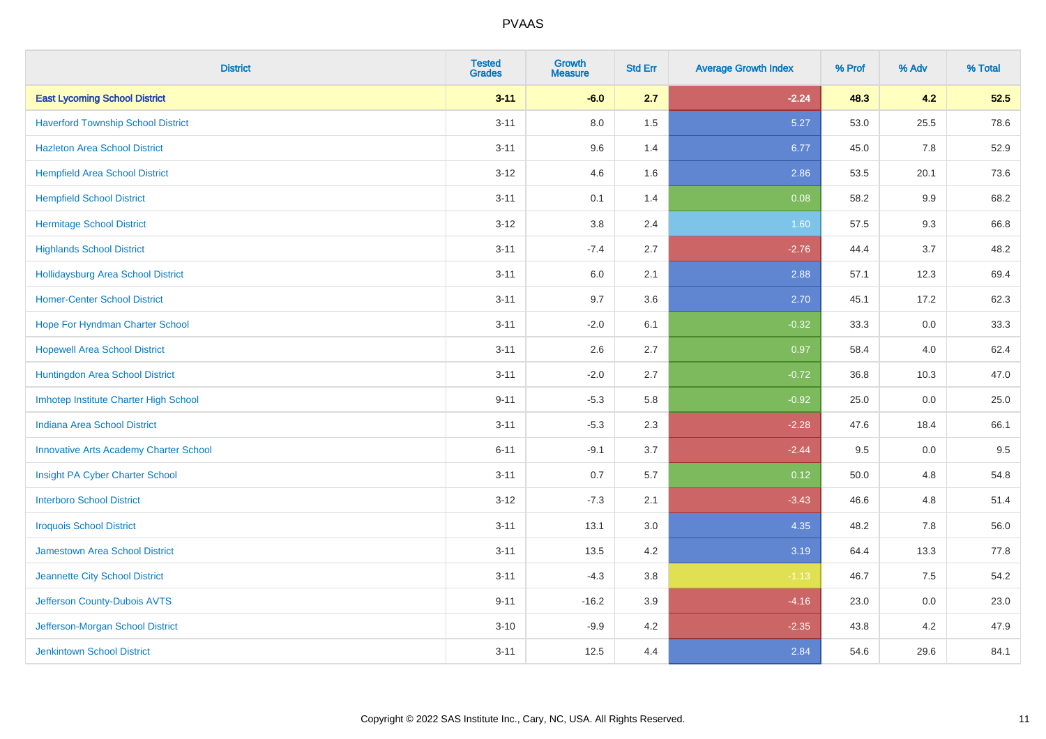| District | Tested Grades | Growth Measure | Std Err | Average Growth Index | % Prof | % Adv | % Total |
|---|---|---|---|---|---|---|---|
| **East Lycoming School District** | **3-11** | **-6.0** | **2.7** | **-2.24** | **48.3** | **4.2** | **52.5** |
| Haverford Township School District | 3-11 | 8.0 | 1.5 | 5.27 | 53.0 | 25.5 | 78.6 |
| Hazleton Area School District | 3-11 | 9.6 | 1.4 | 6.77 | 45.0 | 7.8 | 52.9 |
| Hempfield Area School District | 3-12 | 4.6 | 1.6 | 2.86 | 53.5 | 20.1 | 73.6 |
| Hempfield School District | 3-11 | 0.1 | 1.4 | 0.08 | 58.2 | 9.9 | 68.2 |
| Hermitage School District | 3-12 | 3.8 | 2.4 | 1.60 | 57.5 | 9.3 | 66.8 |
| Highlands School District | 3-11 | -7.4 | 2.7 | -2.76 | 44.4 | 3.7 | 48.2 |
| Hollidaysburg Area School District | 3-11 | 6.0 | 2.1 | 2.88 | 57.1 | 12.3 | 69.4 |
| Homer-Center School District | 3-11 | 9.7 | 3.6 | 2.70 | 45.1 | 17.2 | 62.3 |
| Hope For Hyndman Charter School | 3-11 | -2.0 | 6.1 | -0.32 | 33.3 | 0.0 | 33.3 |
| Hopewell Area School District | 3-11 | 2.6 | 2.7 | 0.97 | 58.4 | 4.0 | 62.4 |
| Huntingdon Area School District | 3-11 | -2.0 | 2.7 | -0.72 | 36.8 | 10.3 | 47.0 |
| Imhotep Institute Charter High School | 9-11 | -5.3 | 5.8 | -0.92 | 25.0 | 0.0 | 25.0 |
| Indiana Area School District | 3-11 | -5.3 | 2.3 | -2.28 | 47.6 | 18.4 | 66.1 |
| Innovative Arts Academy Charter School | 6-11 | -9.1 | 3.7 | -2.44 | 9.5 | 0.0 | 9.5 |
| Insight PA Cyber Charter School | 3-11 | 0.7 | 5.7 | 0.12 | 50.0 | 4.8 | 54.8 |
| Interboro School District | 3-12 | -7.3 | 2.1 | -3.43 | 46.6 | 4.8 | 51.4 |
| Iroquois School District | 3-11 | 13.1 | 3.0 | 4.35 | 48.2 | 7.8 | 56.0 |
| Jamestown Area School District | 3-11 | 13.5 | 4.2 | 3.19 | 64.4 | 13.3 | 77.8 |
| Jeannette City School District | 3-11 | -4.3 | 3.8 | -1.13 | 46.7 | 7.5 | 54.2 |
| Jefferson County-Dubois AVTS | 9-11 | -16.2 | 3.9 | -4.16 | 23.0 | 0.0 | 23.0 |
| Jefferson-Morgan School District | 3-10 | -9.9 | 4.2 | -2.35 | 43.8 | 4.2 | 47.9 |
| Jenkintown School District | 3-11 | 12.5 | 4.4 | 2.84 | 54.6 | 29.6 | 84.1 |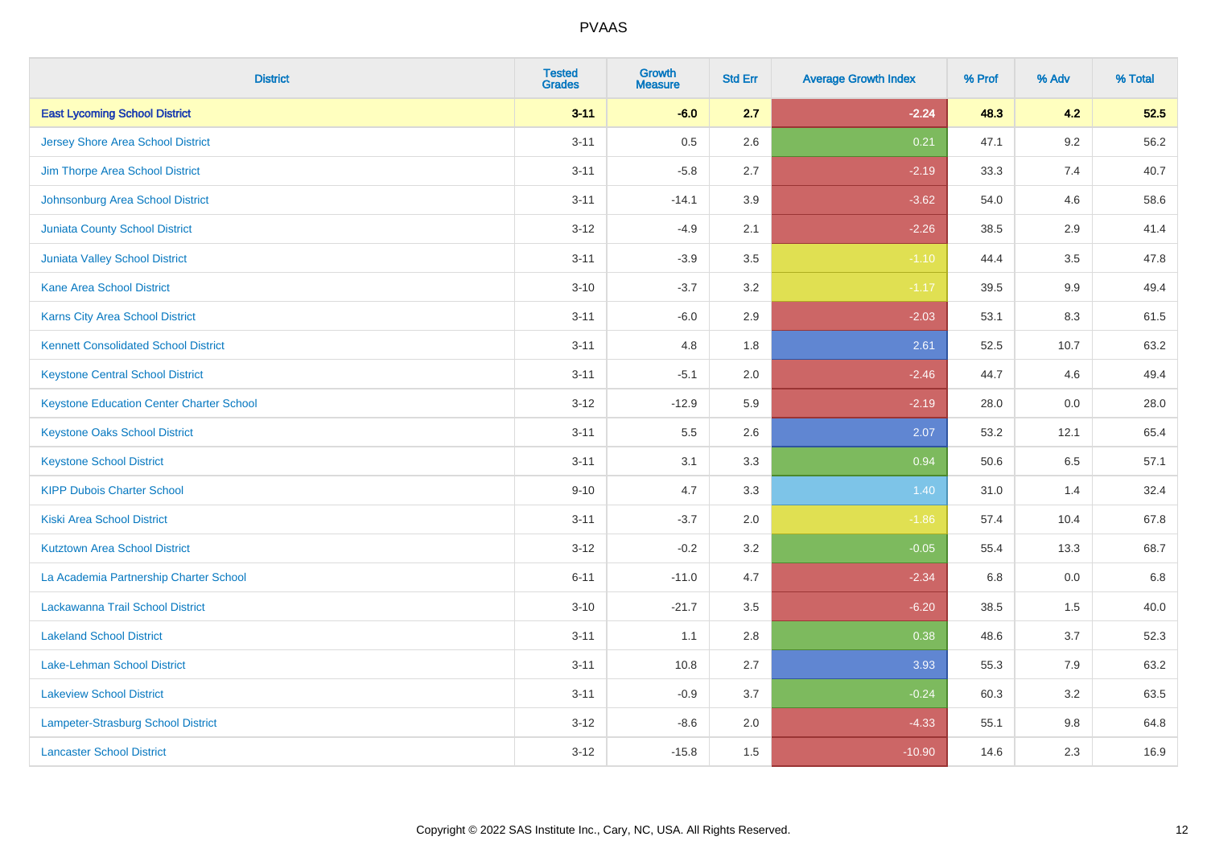| District | Tested Grades | Growth Measure | Std Err | Average Growth Index | % Prof | % Adv | % Total |
|---|---|---|---|---|---|---|---|
| **East Lycoming School District** | **3-11** | **-6.0** | **2.7** | **-2.24** | **48.3** | **4.2** | **52.5** |
| Jersey Shore Area School District | 3-11 | 0.5 | 2.6 | 0.21 | 47.1 | 9.2 | 56.2 |
| Jim Thorpe Area School District | 3-11 | -5.8 | 2.7 | -2.19 | 33.3 | 7.4 | 40.7 |
| Johnsonburg Area School District | 3-11 | -14.1 | 3.9 | -3.62 | 54.0 | 4.6 | 58.6 |
| Juniata County School District | 3-12 | -4.9 | 2.1 | -2.26 | 38.5 | 2.9 | 41.4 |
| Juniata Valley School District | 3-11 | -3.9 | 3.5 | -1.10 | 44.4 | 3.5 | 47.8 |
| Kane Area School District | 3-10 | -3.7 | 3.2 | -1.17 | 39.5 | 9.9 | 49.4 |
| Karns City Area School District | 3-11 | -6.0 | 2.9 | -2.03 | 53.1 | 8.3 | 61.5 |
| Kennett Consolidated School District | 3-11 | 4.8 | 1.8 | 2.61 | 52.5 | 10.7 | 63.2 |
| Keystone Central School District | 3-11 | -5.1 | 2.0 | -2.46 | 44.7 | 4.6 | 49.4 |
| Keystone Education Center Charter School | 3-12 | -12.9 | 5.9 | -2.19 | 28.0 | 0.0 | 28.0 |
| Keystone Oaks School District | 3-11 | 5.5 | 2.6 | 2.07 | 53.2 | 12.1 | 65.4 |
| Keystone School District | 3-11 | 3.1 | 3.3 | 0.94 | 50.6 | 6.5 | 57.1 |
| KIPP Dubois Charter School | 9-10 | 4.7 | 3.3 | 1.40 | 31.0 | 1.4 | 32.4 |
| Kiski Area School District | 3-11 | -3.7 | 2.0 | -1.86 | 57.4 | 10.4 | 67.8 |
| Kutztown Area School District | 3-12 | -0.2 | 3.2 | -0.05 | 55.4 | 13.3 | 68.7 |
| La Academia Partnership Charter School | 6-11 | -11.0 | 4.7 | -2.34 | 6.8 | 0.0 | 6.8 |
| Lackawanna Trail School District | 3-10 | -21.7 | 3.5 | -6.20 | 38.5 | 1.5 | 40.0 |
| Lakeland School District | 3-11 | 1.1 | 2.8 | 0.38 | 48.6 | 3.7 | 52.3 |
| Lake-Lehman School District | 3-11 | 10.8 | 2.7 | 3.93 | 55.3 | 7.9 | 63.2 |
| Lakeview School District | 3-11 | -0.9 | 3.7 | -0.24 | 60.3 | 3.2 | 63.5 |
| Lampeter-Strasburg School District | 3-12 | -8.6 | 2.0 | -4.33 | 55.1 | 9.8 | 64.8 |
| Lancaster School District | 3-12 | -15.8 | 1.5 | -10.90 | 14.6 | 2.3 | 16.9 |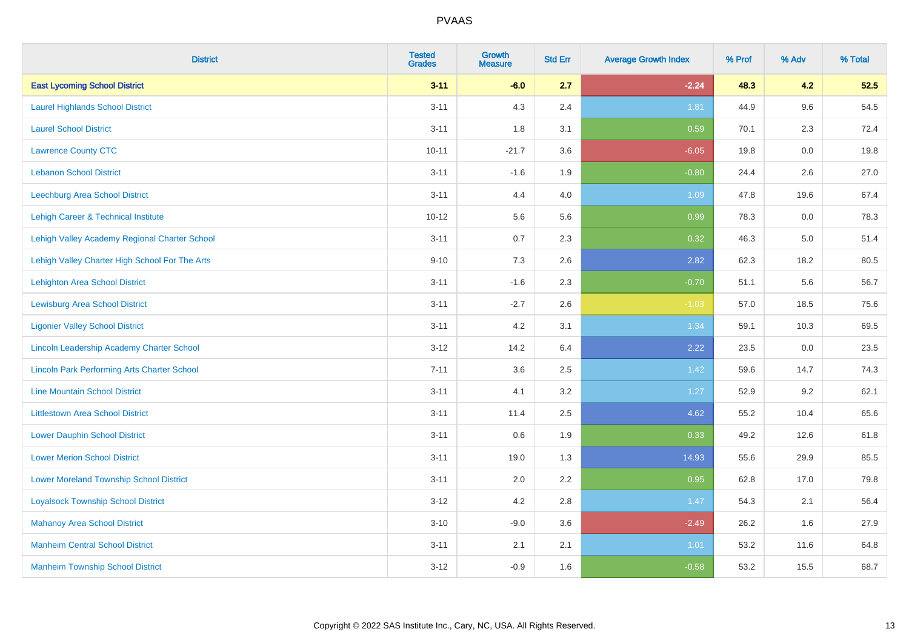| District | Tested Grades | Growth Measure | Std Err | Average Growth Index | % Prof | % Adv | % Total |
|---|---|---|---|---|---|---|---|
| **East Lycoming School District** | **3-11** | **-6.0** | **2.7** | **-2.24** | **48.3** | **4.2** | **52.5** |
| Laurel Highlands School District | 3-11 | 4.3 | 2.4 | 1.81 | 44.9 | 9.6 | 54.5 |
| Laurel School District | 3-11 | 1.8 | 3.1 | 0.59 | 70.1 | 2.3 | 72.4 |
| Lawrence County CTC | 10-11 | -21.7 | 3.6 | -6.05 | 19.8 | 0.0 | 19.8 |
| Lebanon School District | 3-11 | -1.6 | 1.9 | -0.80 | 24.4 | 2.6 | 27.0 |
| Leechburg Area School District | 3-11 | 4.4 | 4.0 | 1.09 | 47.8 | 19.6 | 67.4 |
| Lehigh Career & Technical Institute | 10-12 | 5.6 | 5.6 | 0.99 | 78.3 | 0.0 | 78.3 |
| Lehigh Valley Academy Regional Charter School | 3-11 | 0.7 | 2.3 | 0.32 | 46.3 | 5.0 | 51.4 |
| Lehigh Valley Charter High School For The Arts | 9-10 | 7.3 | 2.6 | 2.82 | 62.3 | 18.2 | 80.5 |
| Lehighton Area School District | 3-11 | -1.6 | 2.3 | -0.70 | 51.1 | 5.6 | 56.7 |
| Lewisburg Area School District | 3-11 | -2.7 | 2.6 | -1.03 | 57.0 | 18.5 | 75.6 |
| Ligonier Valley School District | 3-11 | 4.2 | 3.1 | 1.34 | 59.1 | 10.3 | 69.5 |
| Lincoln Leadership Academy Charter School | 3-12 | 14.2 | 6.4 | 2.22 | 23.5 | 0.0 | 23.5 |
| Lincoln Park Performing Arts Charter School | 7-11 | 3.6 | 2.5 | 1.42 | 59.6 | 14.7 | 74.3 |
| Line Mountain School District | 3-11 | 4.1 | 3.2 | 1.27 | 52.9 | 9.2 | 62.1 |
| Littlestown Area School District | 3-11 | 11.4 | 2.5 | 4.62 | 55.2 | 10.4 | 65.6 |
| Lower Dauphin School District | 3-11 | 0.6 | 1.9 | 0.33 | 49.2 | 12.6 | 61.8 |
| Lower Merion School District | 3-11 | 19.0 | 1.3 | 14.93 | 55.6 | 29.9 | 85.5 |
| Lower Moreland Township School District | 3-11 | 2.0 | 2.2 | 0.95 | 62.8 | 17.0 | 79.8 |
| Loyalsock Township School District | 3-12 | 4.2 | 2.8 | 1.47 | 54.3 | 2.1 | 56.4 |
| Mahanoy Area School District | 3-10 | -9.0 | 3.6 | -2.49 | 26.2 | 1.6 | 27.9 |
| Manheim Central School District | 3-11 | 2.1 | 2.1 | 1.01 | 53.2 | 11.6 | 64.8 |
| Manheim Township School District | 3-12 | -0.9 | 1.6 | -0.58 | 53.2 | 15.5 | 68.7 |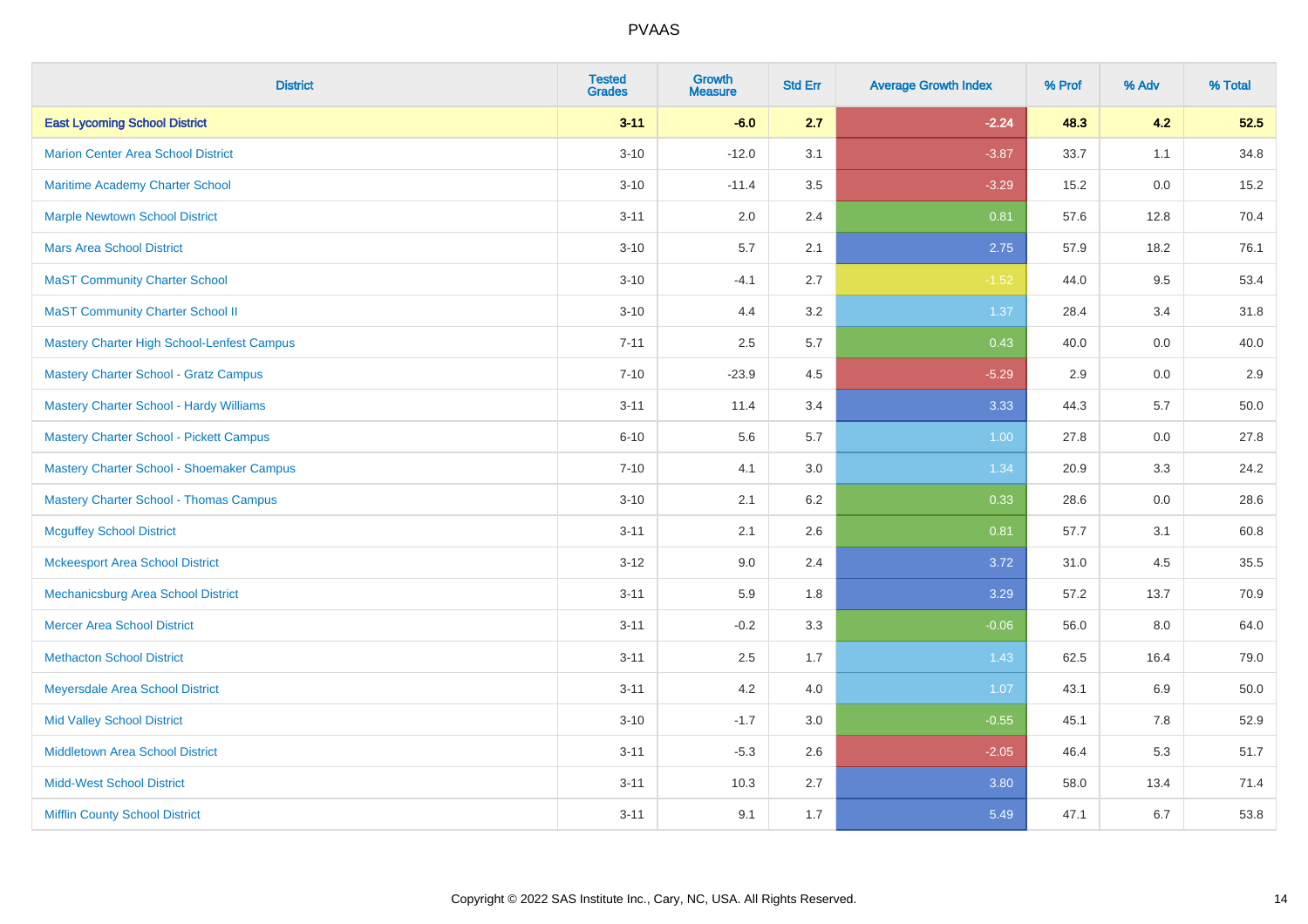# PVAAS

| District | Tested Grades | Growth Measure | Std Err | Average Growth Index | % Prof | % Adv | % Total |
|---|---|---|---|---|---|---|---|
| **East Lycoming School District** | **3-11** | **-6.0** | **2.7** | **-2.24** | **48.3** | **4.2** | **52.5** |
| Marion Center Area School District | 3-10 | -12.0 | 3.1 | -3.87 | 33.7 | 1.1 | 34.8 |
| Maritime Academy Charter School | 3-10 | -11.4 | 3.5 | -3.29 | 15.2 | 0.0 | 15.2 |
| Marple Newtown School District | 3-11 | 2.0 | 2.4 | 0.81 | 57.6 | 12.8 | 70.4 |
| Mars Area School District | 3-10 | 5.7 | 2.1 | 2.75 | 57.9 | 18.2 | 76.1 |
| MaST Community Charter School | 3-10 | -4.1 | 2.7 | -1.52 | 44.0 | 9.5 | 53.4 |
| MaST Community Charter School II | 3-10 | 4.4 | 3.2 | 1.37 | 28.4 | 3.4 | 31.8 |
| Mastery Charter High School-Lenfest Campus | 7-11 | 2.5 | 5.7 | 0.43 | 40.0 | 0.0 | 40.0 |
| Mastery Charter School - Gratz Campus | 7-10 | -23.9 | 4.5 | -5.29 | 2.9 | 0.0 | 2.9 |
| Mastery Charter School - Hardy Williams | 3-11 | 11.4 | 3.4 | 3.33 | 44.3 | 5.7 | 50.0 |
| Mastery Charter School - Pickett Campus | 6-10 | 5.6 | 5.7 | 1.00 | 27.8 | 0.0 | 27.8 |
| Mastery Charter School - Shoemaker Campus | 7-10 | 4.1 | 3.0 | 1.34 | 20.9 | 3.3 | 24.2 |
| Mastery Charter School - Thomas Campus | 3-10 | 2.1 | 6.2 | 0.33 | 28.6 | 0.0 | 28.6 |
| Mcguffey School District | 3-11 | 2.1 | 2.6 | 0.81 | 57.7 | 3.1 | 60.8 |
| Mckeesport Area School District | 3-12 | 9.0 | 2.4 | 3.72 | 31.0 | 4.5 | 35.5 |
| Mechanicsburg Area School District | 3-11 | 5.9 | 1.8 | 3.29 | 57.2 | 13.7 | 70.9 |
| Mercer Area School District | 3-11 | -0.2 | 3.3 | -0.06 | 56.0 | 8.0 | 64.0 |
| Methacton School District | 3-11 | 2.5 | 1.7 | 1.43 | 62.5 | 16.4 | 79.0 |
| Meyersdale Area School District | 3-11 | 4.2 | 4.0 | 1.07 | 43.1 | 6.9 | 50.0 |
| Mid Valley School District | 3-10 | -1.7 | 3.0 | -0.55 | 45.1 | 7.8 | 52.9 |
| Middletown Area School District | 3-11 | -5.3 | 2.6 | -2.05 | 46.4 | 5.3 | 51.7 |
| Midd-West School District | 3-11 | 10.3 | 2.7 | 3.80 | 58.0 | 13.4 | 71.4 |
| Mifflin County School District | 3-11 | 9.1 | 1.7 | 5.49 | 47.1 | 6.7 | 53.8 |

Copyright © 2022 SAS Institute Inc., Cary, NC, USA. All Rights Reserved.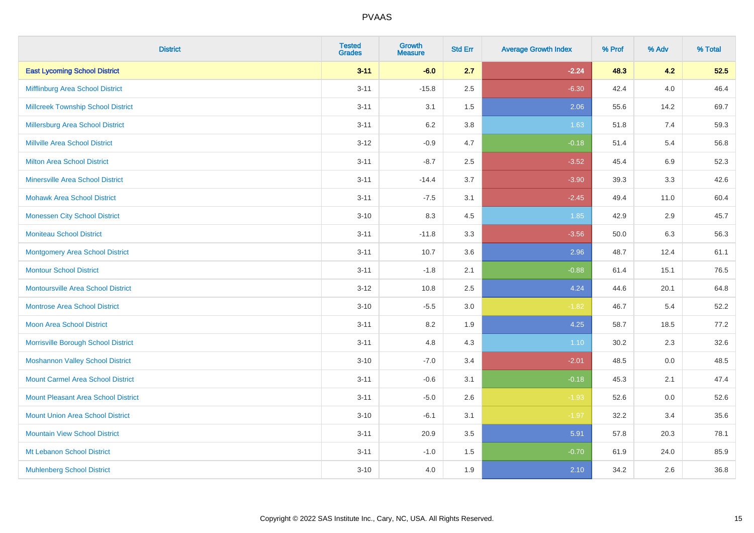# PVAAS

| District | Tested Grades | Growth Measure | Std Err | Average Growth Index | % Prof | % Adv | % Total |
|---|---|---|---|---|---|---|---|
| **East Lycoming School District** | **3-11** | **-6.0** | **2.7** | **-2.24** | **48.3** | **4.2** | **52.5** |
| Mifflinburg Area School District | 3-11 | -15.8 | 2.5 | -6.30 | 42.4 | 4.0 | 46.4 |
| Millcreek Township School District | 3-11 | 3.1 | 1.5 | 2.06 | 55.6 | 14.2 | 69.7 |
| Millersburg Area School District | 3-11 | 6.2 | 3.8 | 1.63 | 51.8 | 7.4 | 59.3 |
| Millville Area School District | 3-12 | -0.9 | 4.7 | -0.18 | 51.4 | 5.4 | 56.8 |
| Milton Area School District | 3-11 | -8.7 | 2.5 | -3.52 | 45.4 | 6.9 | 52.3 |
| Minersville Area School District | 3-11 | -14.4 | 3.7 | -3.90 | 39.3 | 3.3 | 42.6 |
| Mohawk Area School District | 3-11 | -7.5 | 3.1 | -2.45 | 49.4 | 11.0 | 60.4 |
| Monessen City School District | 3-10 | 8.3 | 4.5 | 1.85 | 42.9 | 2.9 | 45.7 |
| Moniteau School District | 3-11 | -11.8 | 3.3 | -3.56 | 50.0 | 6.3 | 56.3 |
| Montgomery Area School District | 3-11 | 10.7 | 3.6 | 2.96 | 48.7 | 12.4 | 61.1 |
| Montour School District | 3-11 | -1.8 | 2.1 | -0.88 | 61.4 | 15.1 | 76.5 |
| Montoursville Area School District | 3-12 | 10.8 | 2.5 | 4.24 | 44.6 | 20.1 | 64.8 |
| Montrose Area School District | 3-10 | -5.5 | 3.0 | -1.82 | 46.7 | 5.4 | 52.2 |
| Moon Area School District | 3-11 | 8.2 | 1.9 | 4.25 | 58.7 | 18.5 | 77.2 |
| Morrisville Borough School District | 3-11 | 4.8 | 4.3 | 1.10 | 30.2 | 2.3 | 32.6 |
| Moshannon Valley School District | 3-10 | -7.0 | 3.4 | -2.01 | 48.5 | 0.0 | 48.5 |
| Mount Carmel Area School District | 3-11 | -0.6 | 3.1 | -0.18 | 45.3 | 2.1 | 47.4 |
| Mount Pleasant Area School District | 3-11 | -5.0 | 2.6 | -1.93 | 52.6 | 0.0 | 52.6 |
| Mount Union Area School District | 3-10 | -6.1 | 3.1 | -1.97 | 32.2 | 3.4 | 35.6 |
| Mountain View School District | 3-11 | 20.9 | 3.5 | 5.91 | 57.8 | 20.3 | 78.1 |
| Mt Lebanon School District | 3-11 | -1.0 | 1.5 | -0.70 | 61.9 | 24.0 | 85.9 |
| Muhlenberg School District | 3-10 | 4.0 | 1.9 | 2.10 | 34.2 | 2.6 | 36.8 |

Copyright © 2022 SAS Institute Inc., Cary, NC, USA. All Rights Reserved.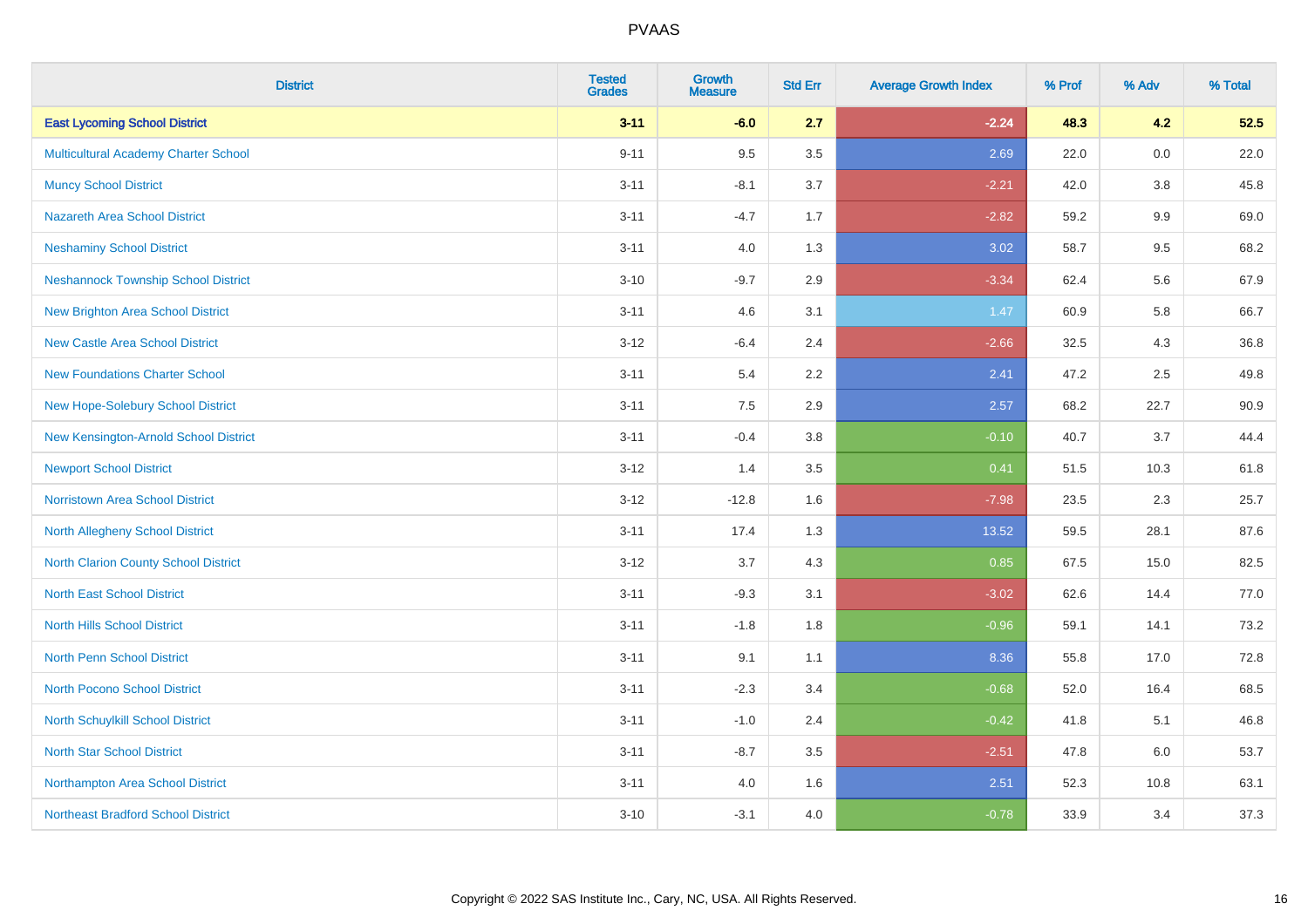# PVAAS

| District | Tested Grades | Growth Measure | Std Err | Average Growth Index | % Prof | % Adv | % Total |
|---|---|---|---|---|---|---|---|
| **East Lycoming School District** | **3-11** | **-6.0** | **2.7** | **-2.24** | **48.3** | **4.2** | **52.5** |
| Multicultural Academy Charter School | 9-11 | 9.5 | 3.5 | 2.69 | 22.0 | 0.0 | 22.0 |
| Muncy School District | 3-11 | -8.1 | 3.7 | -2.21 | 42.0 | 3.8 | 45.8 |
| Nazareth Area School District | 3-11 | -4.7 | 1.7 | -2.82 | 59.2 | 9.9 | 69.0 |
| Neshaminy School District | 3-11 | 4.0 | 1.3 | 3.02 | 58.7 | 9.5 | 68.2 |
| Neshannock Township School District | 3-10 | -9.7 | 2.9 | -3.34 | 62.4 | 5.6 | 67.9 |
| New Brighton Area School District | 3-11 | 4.6 | 3.1 | 1.47 | 60.9 | 5.8 | 66.7 |
| New Castle Area School District | 3-12 | -6.4 | 2.4 | -2.66 | 32.5 | 4.3 | 36.8 |
| New Foundations Charter School | 3-11 | 5.4 | 2.2 | 2.41 | 47.2 | 2.5 | 49.8 |
| New Hope-Solebury School District | 3-11 | 7.5 | 2.9 | 2.57 | 68.2 | 22.7 | 90.9 |
| New Kensington-Arnold School District | 3-11 | -0.4 | 3.8 | -0.10 | 40.7 | 3.7 | 44.4 |
| Newport School District | 3-12 | 1.4 | 3.5 | 0.41 | 51.5 | 10.3 | 61.8 |
| Norristown Area School District | 3-12 | -12.8 | 1.6 | -7.98 | 23.5 | 2.3 | 25.7 |
| North Allegheny School District | 3-11 | 17.4 | 1.3 | 13.52 | 59.5 | 28.1 | 87.6 |
| North Clarion County School District | 3-12 | 3.7 | 4.3 | 0.85 | 67.5 | 15.0 | 82.5 |
| North East School District | 3-11 | -9.3 | 3.1 | -3.02 | 62.6 | 14.4 | 77.0 |
| North Hills School District | 3-11 | -1.8 | 1.8 | -0.96 | 59.1 | 14.1 | 73.2 |
| North Penn School District | 3-11 | 9.1 | 1.1 | 8.36 | 55.8 | 17.0 | 72.8 |
| North Pocono School District | 3-11 | -2.3 | 3.4 | -0.68 | 52.0 | 16.4 | 68.5 |
| North Schuylkill School District | 3-11 | -1.0 | 2.4 | -0.42 | 41.8 | 5.1 | 46.8 |
| North Star School District | 3-11 | -8.7 | 3.5 | -2.51 | 47.8 | 6.0 | 53.7 |
| Northampton Area School District | 3-11 | 4.0 | 1.6 | 2.51 | 52.3 | 10.8 | 63.1 |
| Northeast Bradford School District | 3-10 | -3.1 | 4.0 | -0.78 | 33.9 | 3.4 | 37.3 |

Copyright © 2022 SAS Institute Inc., Cary, NC, USA. All Rights Reserved.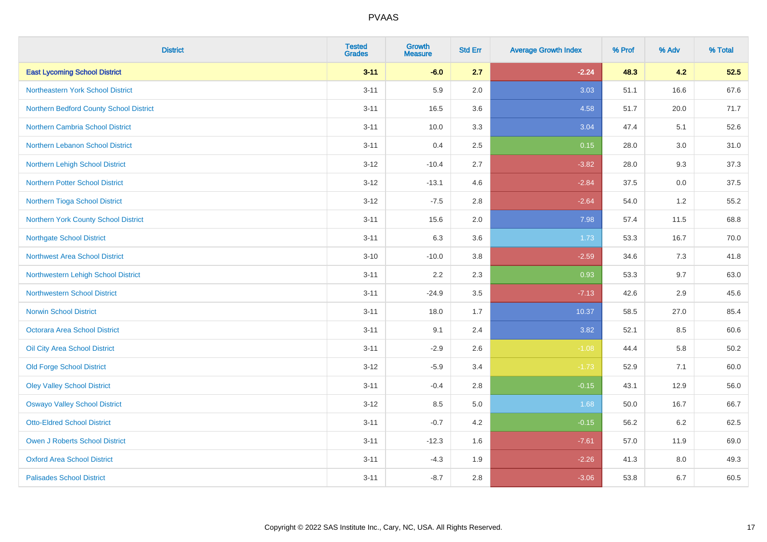# PVAAS

| District | Tested Grades | Growth Measure | Std Err | Average Growth Index | % Prof | % Adv | % Total |
|---|---|---|---|---|---|---|---|
| **East Lycoming School District** | **3-11** | **-6.0** | **2.7** | **-2.24** | **48.3** | **4.2** | **52.5** |
| Northeastern York School District | 3-11 | 5.9 | 2.0 | 3.03 | 51.1 | 16.6 | 67.6 |
| Northern Bedford County School District | 3-11 | 16.5 | 3.6 | 4.58 | 51.7 | 20.0 | 71.7 |
| Northern Cambria School District | 3-11 | 10.0 | 3.3 | 3.04 | 47.4 | 5.1 | 52.6 |
| Northern Lebanon School District | 3-11 | 0.4 | 2.5 | 0.15 | 28.0 | 3.0 | 31.0 |
| Northern Lehigh School District | 3-12 | -10.4 | 2.7 | -3.82 | 28.0 | 9.3 | 37.3 |
| Northern Potter School District | 3-12 | -13.1 | 4.6 | -2.84 | 37.5 | 0.0 | 37.5 |
| Northern Tioga School District | 3-12 | -7.5 | 2.8 | -2.64 | 54.0 | 1.2 | 55.2 |
| Northern York County School District | 3-11 | 15.6 | 2.0 | 7.98 | 57.4 | 11.5 | 68.8 |
| Northgate School District | 3-11 | 6.3 | 3.6 | 1.73 | 53.3 | 16.7 | 70.0 |
| Northwest Area School District | 3-10 | -10.0 | 3.8 | -2.59 | 34.6 | 7.3 | 41.8 |
| Northwestern Lehigh School District | 3-11 | 2.2 | 2.3 | 0.93 | 53.3 | 9.7 | 63.0 |
| Northwestern School District | 3-11 | -24.9 | 3.5 | -7.13 | 42.6 | 2.9 | 45.6 |
| Norwin School District | 3-11 | 18.0 | 1.7 | 10.37 | 58.5 | 27.0 | 85.4 |
| Octorara Area School District | 3-11 | 9.1 | 2.4 | 3.82 | 52.1 | 8.5 | 60.6 |
| Oil City Area School District | 3-11 | -2.9 | 2.6 | -1.08 | 44.4 | 5.8 | 50.2 |
| Old Forge School District | 3-12 | -5.9 | 3.4 | -1.73 | 52.9 | 7.1 | 60.0 |
| Oley Valley School District | 3-11 | -0.4 | 2.8 | -0.15 | 43.1 | 12.9 | 56.0 |
| Oswayo Valley School District | 3-12 | 8.5 | 5.0 | 1.68 | 50.0 | 16.7 | 66.7 |
| Otto-Eldred School District | 3-11 | -0.7 | 4.2 | -0.15 | 56.2 | 6.2 | 62.5 |
| Owen J Roberts School District | 3-11 | -12.3 | 1.6 | -7.61 | 57.0 | 11.9 | 69.0 |
| Oxford Area School District | 3-11 | -4.3 | 1.9 | -2.26 | 41.3 | 8.0 | 49.3 |
| Palisades School District | 3-11 | -8.7 | 2.8 | -3.06 | 53.8 | 6.7 | 60.5 |

Copyright © 2022 SAS Institute Inc., Cary, NC, USA. All Rights Reserved.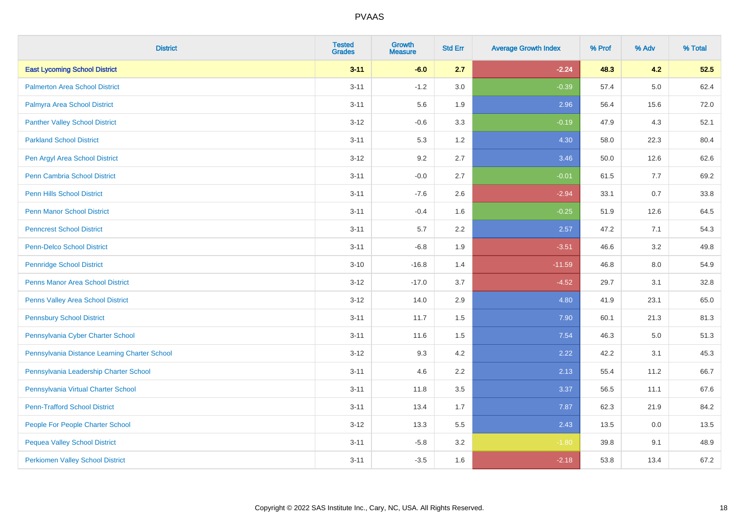# PVAAS

| District | Tested Grades | Growth Measure | Std Err | Average Growth Index | % Prof | % Adv | % Total |
|---|---|---|---|---|---|---|---|
| **East Lycoming School District** | **3-11** | **-6.0** | **2.7** | **-2.24** | **48.3** | **4.2** | **52.5** |
| Palmerton Area School District | 3-11 | -1.2 | 3.0 | -0.39 | 57.4 | 5.0 | 62.4 |
| Palmyra Area School District | 3-11 | 5.6 | 1.9 | 2.96 | 56.4 | 15.6 | 72.0 |
| Panther Valley School District | 3-12 | -0.6 | 3.3 | -0.19 | 47.9 | 4.3 | 52.1 |
| Parkland School District | 3-11 | 5.3 | 1.2 | 4.30 | 58.0 | 22.3 | 80.4 |
| Pen Argyl Area School District | 3-12 | 9.2 | 2.7 | 3.46 | 50.0 | 12.6 | 62.6 |
| Penn Cambria School District | 3-11 | -0.0 | 2.7 | -0.01 | 61.5 | 7.7 | 69.2 |
| Penn Hills School District | 3-11 | -7.6 | 2.6 | -2.94 | 33.1 | 0.7 | 33.8 |
| Penn Manor School District | 3-11 | -0.4 | 1.6 | -0.25 | 51.9 | 12.6 | 64.5 |
| Penncrest School District | 3-11 | 5.7 | 2.2 | 2.57 | 47.2 | 7.1 | 54.3 |
| Penn-Delco School District | 3-11 | -6.8 | 1.9 | -3.51 | 46.6 | 3.2 | 49.8 |
| Pennridge School District | 3-10 | -16.8 | 1.4 | -11.59 | 46.8 | 8.0 | 54.9 |
| Penns Manor Area School District | 3-12 | -17.0 | 3.7 | -4.52 | 29.7 | 3.1 | 32.8 |
| Penns Valley Area School District | 3-12 | 14.0 | 2.9 | 4.80 | 41.9 | 23.1 | 65.0 |
| Pennsbury School District | 3-11 | 11.7 | 1.5 | 7.90 | 60.1 | 21.3 | 81.3 |
| Pennsylvania Cyber Charter School | 3-11 | 11.6 | 1.5 | 7.54 | 46.3 | 5.0 | 51.3 |
| Pennsylvania Distance Learning Charter School | 3-12 | 9.3 | 4.2 | 2.22 | 42.2 | 3.1 | 45.3 |
| Pennsylvania Leadership Charter School | 3-11 | 4.6 | 2.2 | 2.13 | 55.4 | 11.2 | 66.7 |
| Pennsylvania Virtual Charter School | 3-11 | 11.8 | 3.5 | 3.37 | 56.5 | 11.1 | 67.6 |
| Penn-Trafford School District | 3-11 | 13.4 | 1.7 | 7.87 | 62.3 | 21.9 | 84.2 |
| People For People Charter School | 3-12 | 13.3 | 5.5 | 2.43 | 13.5 | 0.0 | 13.5 |
| Pequea Valley School District | 3-11 | -5.8 | 3.2 | -1.80 | 39.8 | 9.1 | 48.9 |
| Perkiomen Valley School District | 3-11 | -3.5 | 1.6 | -2.18 | 53.8 | 13.4 | 67.2 |

Copyright © 2022 SAS Institute Inc., Cary, NC, USA. All Rights Reserved.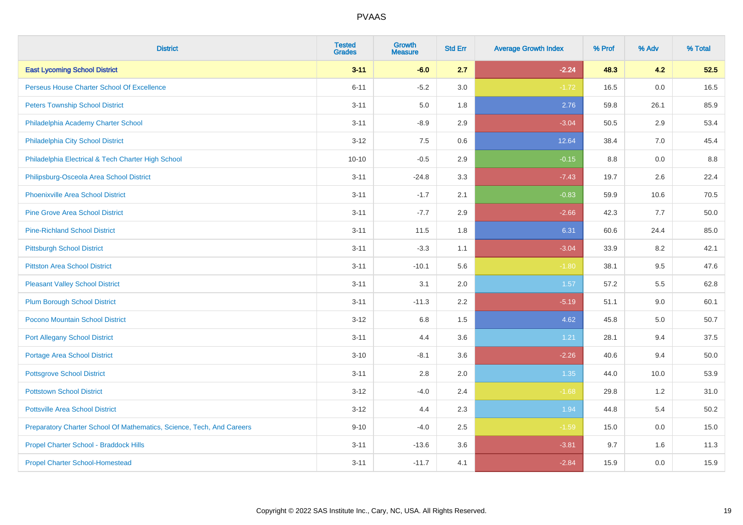# PVAAS

| District | Tested Grades | Growth Measure | Std Err | Average Growth Index | % Prof | % Adv | % Total |
|---|---|---|---|---|---|---|---|
| **East Lycoming School District** | **3-11** | **-6.0** | **2.7** | **-2.24** | **48.3** | **4.2** | **52.5** |
| Perseus House Charter School Of Excellence | 6-11 | -5.2 | 3.0 | -1.72 | 16.5 | 0.0 | 16.5 |
| Peters Township School District | 3-11 | 5.0 | 1.8 | 2.76 | 59.8 | 26.1 | 85.9 |
| Philadelphia Academy Charter School | 3-11 | -8.9 | 2.9 | -3.04 | 50.5 | 2.9 | 53.4 |
| Philadelphia City School District | 3-12 | 7.5 | 0.6 | 12.64 | 38.4 | 7.0 | 45.4 |
| Philadelphia Electrical & Tech Charter High School | 10-10 | -0.5 | 2.9 | -0.15 | 8.8 | 0.0 | 8.8 |
| Philipsburg-Osceola Area School District | 3-11 | -24.8 | 3.3 | -7.43 | 19.7 | 2.6 | 22.4 |
| Phoenixville Area School District | 3-11 | -1.7 | 2.1 | -0.83 | 59.9 | 10.6 | 70.5 |
| Pine Grove Area School District | 3-11 | -7.7 | 2.9 | -2.66 | 42.3 | 7.7 | 50.0 |
| Pine-Richland School District | 3-11 | 11.5 | 1.8 | 6.31 | 60.6 | 24.4 | 85.0 |
| Pittsburgh School District | 3-11 | -3.3 | 1.1 | -3.04 | 33.9 | 8.2 | 42.1 |
| Pittston Area School District | 3-11 | -10.1 | 5.6 | -1.80 | 38.1 | 9.5 | 47.6 |
| Pleasant Valley School District | 3-11 | 3.1 | 2.0 | 1.57 | 57.2 | 5.5 | 62.8 |
| Plum Borough School District | 3-11 | -11.3 | 2.2 | -5.19 | 51.1 | 9.0 | 60.1 |
| Pocono Mountain School District | 3-12 | 6.8 | 1.5 | 4.62 | 45.8 | 5.0 | 50.7 |
| Port Allegany School District | 3-11 | 4.4 | 3.6 | 1.21 | 28.1 | 9.4 | 37.5 |
| Portage Area School District | 3-10 | -8.1 | 3.6 | -2.26 | 40.6 | 9.4 | 50.0 |
| Pottsgrove School District | 3-11 | 2.8 | 2.0 | 1.35 | 44.0 | 10.0 | 53.9 |
| Pottstown School District | 3-12 | -4.0 | 2.4 | -1.68 | 29.8 | 1.2 | 31.0 |
| Pottsville Area School District | 3-12 | 4.4 | 2.3 | 1.94 | 44.8 | 5.4 | 50.2 |
| Preparatory Charter School Of Mathematics, Science, Tech, And Careers | 9-10 | -4.0 | 2.5 | -1.59 | 15.0 | 0.0 | 15.0 |
| Propel Charter School - Braddock Hills | 3-11 | -13.6 | 3.6 | -3.81 | 9.7 | 1.6 | 11.3 |
| Propel Charter School-Homestead | 3-11 | -11.7 | 4.1 | -2.84 | 15.9 | 0.0 | 15.9 |

Copyright © 2022 SAS Institute Inc., Cary, NC, USA. All Rights Reserved.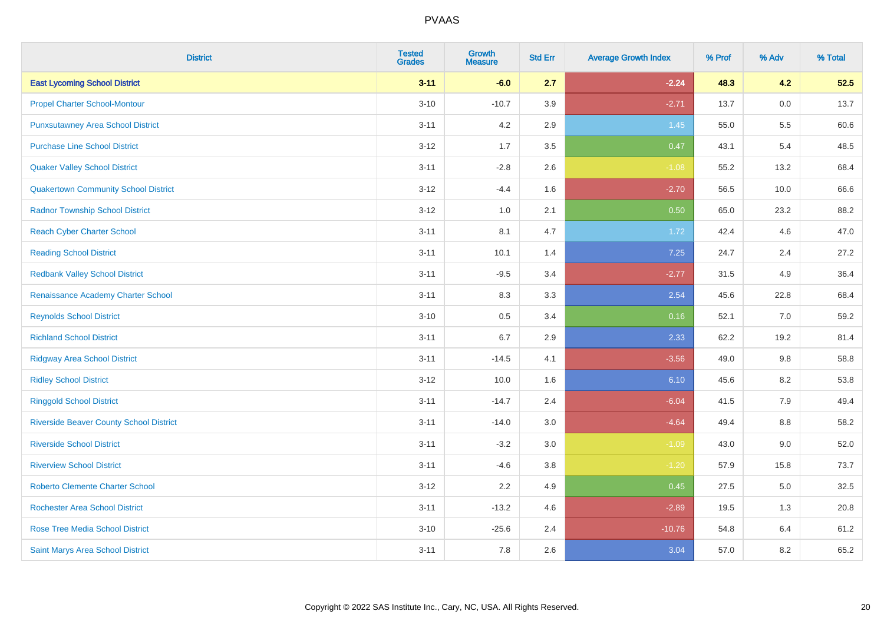| District | Tested Grades | Growth Measure | Std Err | Average Growth Index | % Prof | % Adv | % Total |
|---|---|---|---|---|---|---|---|
| **East Lycoming School District** | **3-11** | **-6.0** | **2.7** | **-2.24** | **48.3** | **4.2** | **52.5** |
| Propel Charter School-Montour | 3-10 | -10.7 | 3.9 | -2.71 | 13.7 | 0.0 | 13.7 |
| Punxsutawney Area School District | 3-11 | 4.2 | 2.9 | 1.45 | 55.0 | 5.5 | 60.6 |
| Purchase Line School District | 3-12 | 1.7 | 3.5 | 0.47 | 43.1 | 5.4 | 48.5 |
| Quaker Valley School District | 3-11 | -2.8 | 2.6 | -1.08 | 55.2 | 13.2 | 68.4 |
| Quakertown Community School District | 3-12 | -4.4 | 1.6 | -2.70 | 56.5 | 10.0 | 66.6 |
| Radnor Township School District | 3-12 | 1.0 | 2.1 | 0.50 | 65.0 | 23.2 | 88.2 |
| Reach Cyber Charter School | 3-11 | 8.1 | 4.7 | 1.72 | 42.4 | 4.6 | 47.0 |
| Reading School District | 3-11 | 10.1 | 1.4 | 7.25 | 24.7 | 2.4 | 27.2 |
| Redbank Valley School District | 3-11 | -9.5 | 3.4 | -2.77 | 31.5 | 4.9 | 36.4 |
| Renaissance Academy Charter School | 3-11 | 8.3 | 3.3 | 2.54 | 45.6 | 22.8 | 68.4 |
| Reynolds School District | 3-10 | 0.5 | 3.4 | 0.16 | 52.1 | 7.0 | 59.2 |
| Richland School District | 3-11 | 6.7 | 2.9 | 2.33 | 62.2 | 19.2 | 81.4 |
| Ridgway Area School District | 3-11 | -14.5 | 4.1 | -3.56 | 49.0 | 9.8 | 58.8 |
| Ridley School District | 3-12 | 10.0 | 1.6 | 6.10 | 45.6 | 8.2 | 53.8 |
| Ringgold School District | 3-11 | -14.7 | 2.4 | -6.04 | 41.5 | 7.9 | 49.4 |
| Riverside Beaver County School District | 3-11 | -14.0 | 3.0 | -4.64 | 49.4 | 8.8 | 58.2 |
| Riverside School District | 3-11 | -3.2 | 3.0 | -1.09 | 43.0 | 9.0 | 52.0 |
| Riverview School District | 3-11 | -4.6 | 3.8 | -1.20 | 57.9 | 15.8 | 73.7 |
| Roberto Clemente Charter School | 3-12 | 2.2 | 4.9 | 0.45 | 27.5 | 5.0 | 32.5 |
| Rochester Area School District | 3-11 | -13.2 | 4.6 | -2.89 | 19.5 | 1.3 | 20.8 |
| Rose Tree Media School District | 3-10 | -25.6 | 2.4 | -10.76 | 54.8 | 6.4 | 61.2 |
| Saint Marys Area School District | 3-11 | 7.8 | 2.6 | 3.04 | 57.0 | 8.2 | 65.2 |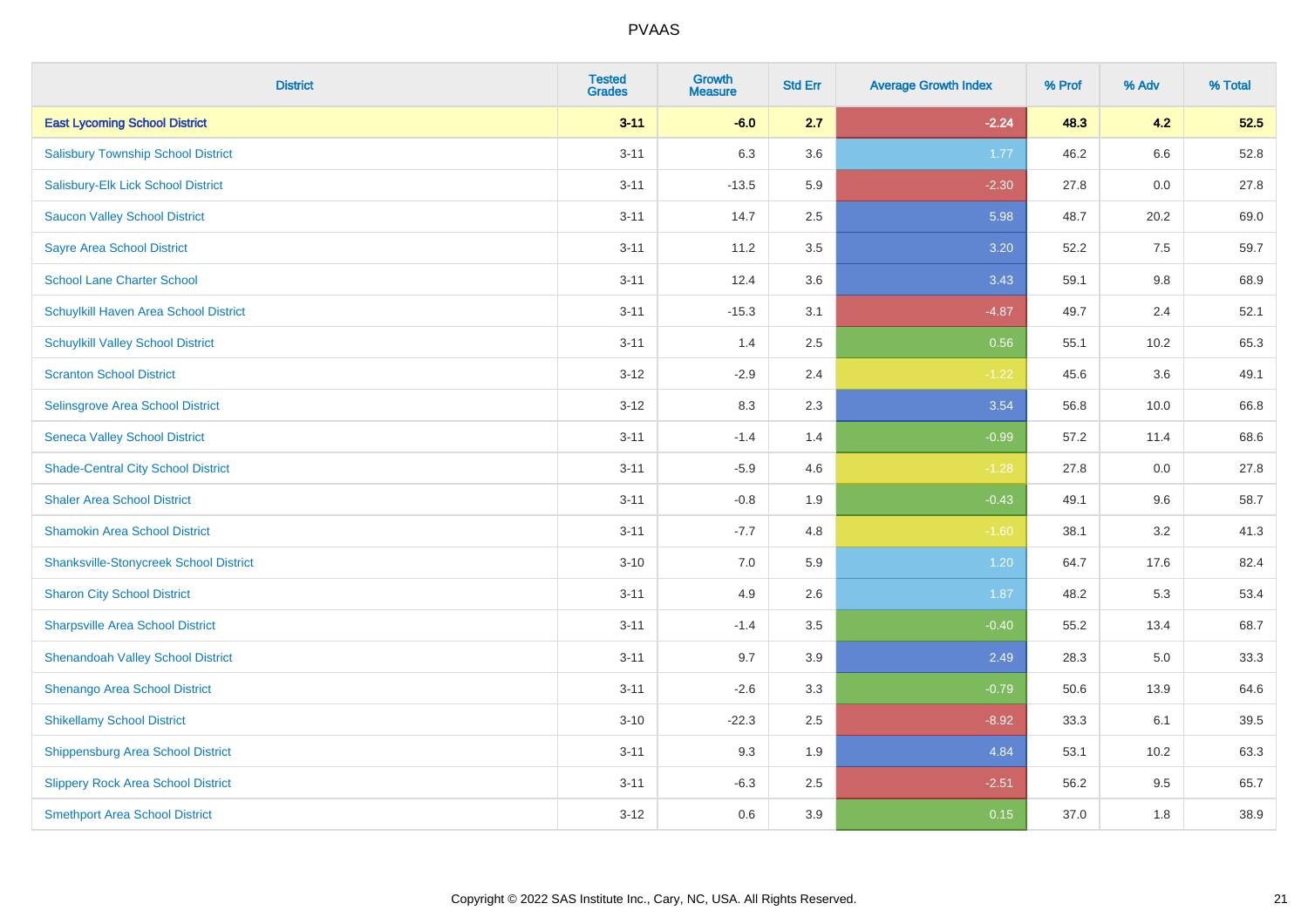| District | Tested Grades | Growth Measure | Std Err | Average Growth Index | % Prof | % Adv | % Total |
|---|---|---|---|---|---|---|---|
| **East Lycoming School District** | **3-11** | **-6.0** | **2.7** | **-2.24** | **48.3** | **4.2** | **52.5** |
| Salisbury Township School District | 3-11 | 6.3 | 3.6 | 1.77 | 46.2 | 6.6 | 52.8 |
| Salisbury-Elk Lick School District | 3-11 | -13.5 | 5.9 | -2.30 | 27.8 | 0.0 | 27.8 |
| Saucon Valley School District | 3-11 | 14.7 | 2.5 | 5.98 | 48.7 | 20.2 | 69.0 |
| Sayre Area School District | 3-11 | 11.2 | 3.5 | 3.20 | 52.2 | 7.5 | 59.7 |
| School Lane Charter School | 3-11 | 12.4 | 3.6 | 3.43 | 59.1 | 9.8 | 68.9 |
| Schuylkill Haven Area School District | 3-11 | -15.3 | 3.1 | -4.87 | 49.7 | 2.4 | 52.1 |
| Schuylkill Valley School District | 3-11 | 1.4 | 2.5 | 0.56 | 55.1 | 10.2 | 65.3 |
| Scranton School District | 3-12 | -2.9 | 2.4 | -1.22 | 45.6 | 3.6 | 49.1 |
| Selinsgrove Area School District | 3-12 | 8.3 | 2.3 | 3.54 | 56.8 | 10.0 | 66.8 |
| Seneca Valley School District | 3-11 | -1.4 | 1.4 | -0.99 | 57.2 | 11.4 | 68.6 |
| Shade-Central City School District | 3-11 | -5.9 | 4.6 | -1.28 | 27.8 | 0.0 | 27.8 |
| Shaler Area School District | 3-11 | -0.8 | 1.9 | -0.43 | 49.1 | 9.6 | 58.7 |
| Shamokin Area School District | 3-11 | -7.7 | 4.8 | -1.60 | 38.1 | 3.2 | 41.3 |
| Shanksville-Stonycreek School District | 3-10 | 7.0 | 5.9 | 1.20 | 64.7 | 17.6 | 82.4 |
| Sharon City School District | 3-11 | 4.9 | 2.6 | 1.87 | 48.2 | 5.3 | 53.4 |
| Sharpsville Area School District | 3-11 | -1.4 | 3.5 | -0.40 | 55.2 | 13.4 | 68.7 |
| Shenandoah Valley School District | 3-11 | 9.7 | 3.9 | 2.49 | 28.3 | 5.0 | 33.3 |
| Shenango Area School District | 3-11 | -2.6 | 3.3 | -0.79 | 50.6 | 13.9 | 64.6 |
| Shikellamy School District | 3-10 | -22.3 | 2.5 | -8.92 | 33.3 | 6.1 | 39.5 |
| Shippensburg Area School District | 3-11 | 9.3 | 1.9 | 4.84 | 53.1 | 10.2 | 63.3 |
| Slippery Rock Area School District | 3-11 | -6.3 | 2.5 | -2.51 | 56.2 | 9.5 | 65.7 |
| Smethport Area School District | 3-12 | 0.6 | 3.9 | 0.15 | 37.0 | 1.8 | 38.9 |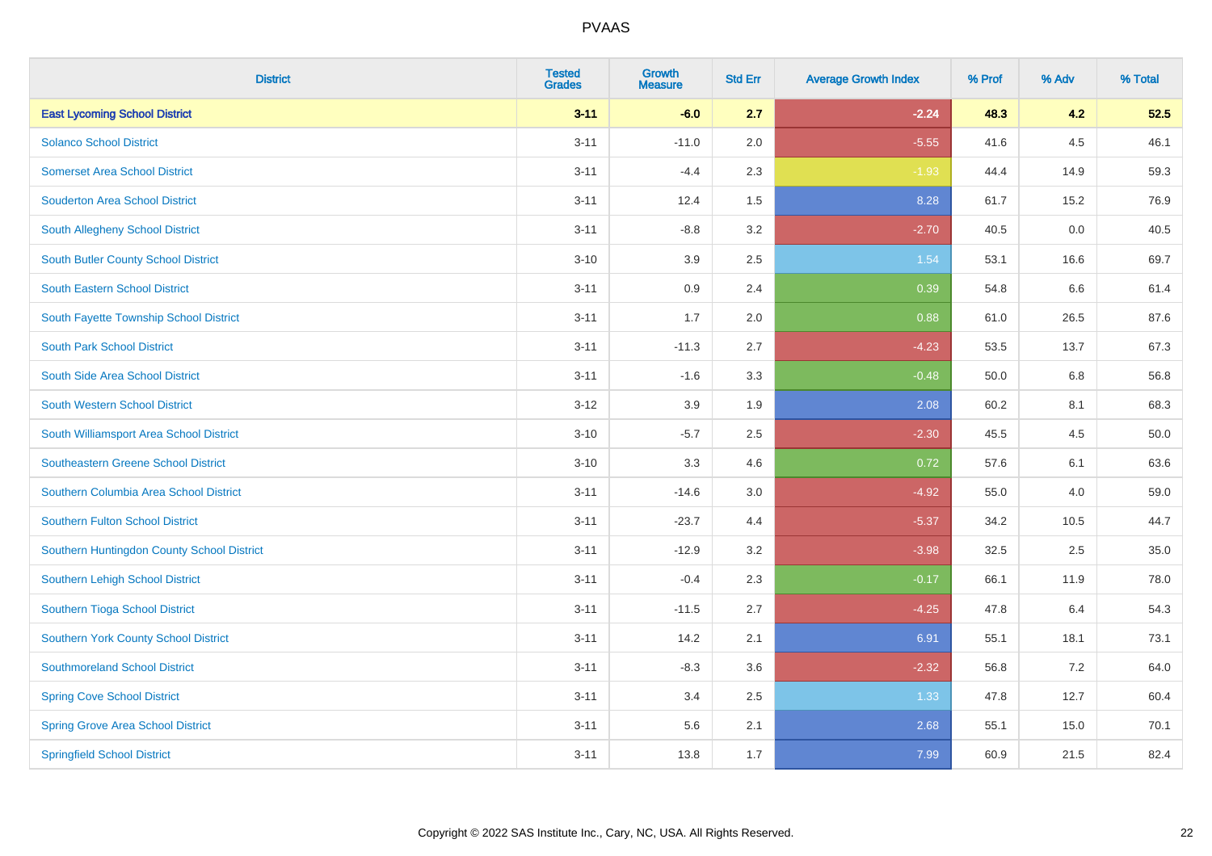# PVAAS

| District | Tested Grades | Growth Measure | Std Err | Average Growth Index | % Prof | % Adv | % Total |
|---|---|---|---|---|---|---|---|
| **East Lycoming School District** | **3-11** | **-6.0** | **2.7** | **-2.24** | **48.3** | **4.2** | **52.5** |
| Solanco School District | 3-11 | -11.0 | 2.0 | -5.55 | 41.6 | 4.5 | 46.1 |
| Somerset Area School District | 3-11 | -4.4 | 2.3 | -1.93 | 44.4 | 14.9 | 59.3 |
| Souderton Area School District | 3-11 | 12.4 | 1.5 | 8.28 | 61.7 | 15.2 | 76.9 |
| South Allegheny School District | 3-11 | -8.8 | 3.2 | -2.70 | 40.5 | 0.0 | 40.5 |
| South Butler County School District | 3-10 | 3.9 | 2.5 | 1.54 | 53.1 | 16.6 | 69.7 |
| South Eastern School District | 3-11 | 0.9 | 2.4 | 0.39 | 54.8 | 6.6 | 61.4 |
| South Fayette Township School District | 3-11 | 1.7 | 2.0 | 0.88 | 61.0 | 26.5 | 87.6 |
| South Park School District | 3-11 | -11.3 | 2.7 | -4.23 | 53.5 | 13.7 | 67.3 |
| South Side Area School District | 3-11 | -1.6 | 3.3 | -0.48 | 50.0 | 6.8 | 56.8 |
| South Western School District | 3-12 | 3.9 | 1.9 | 2.08 | 60.2 | 8.1 | 68.3 |
| South Williamsport Area School District | 3-10 | -5.7 | 2.5 | -2.30 | 45.5 | 4.5 | 50.0 |
| Southeastern Greene School District | 3-10 | 3.3 | 4.6 | 0.72 | 57.6 | 6.1 | 63.6 |
| Southern Columbia Area School District | 3-11 | -14.6 | 3.0 | -4.92 | 55.0 | 4.0 | 59.0 |
| Southern Fulton School District | 3-11 | -23.7 | 4.4 | -5.37 | 34.2 | 10.5 | 44.7 |
| Southern Huntingdon County School District | 3-11 | -12.9 | 3.2 | -3.98 | 32.5 | 2.5 | 35.0 |
| Southern Lehigh School District | 3-11 | -0.4 | 2.3 | -0.17 | 66.1 | 11.9 | 78.0 |
| Southern Tioga School District | 3-11 | -11.5 | 2.7 | -4.25 | 47.8 | 6.4 | 54.3 |
| Southern York County School District | 3-11 | 14.2 | 2.1 | 6.91 | 55.1 | 18.1 | 73.1 |
| Southmoreland School District | 3-11 | -8.3 | 3.6 | -2.32 | 56.8 | 7.2 | 64.0 |
| Spring Cove School District | 3-11 | 3.4 | 2.5 | 1.33 | 47.8 | 12.7 | 60.4 |
| Spring Grove Area School District | 3-11 | 5.6 | 2.1 | 2.68 | 55.1 | 15.0 | 70.1 |
| Springfield School District | 3-11 | 13.8 | 1.7 | 7.99 | 60.9 | 21.5 | 82.4 |

Copyright © 2022 SAS Institute Inc., Cary, NC, USA. All Rights Reserved.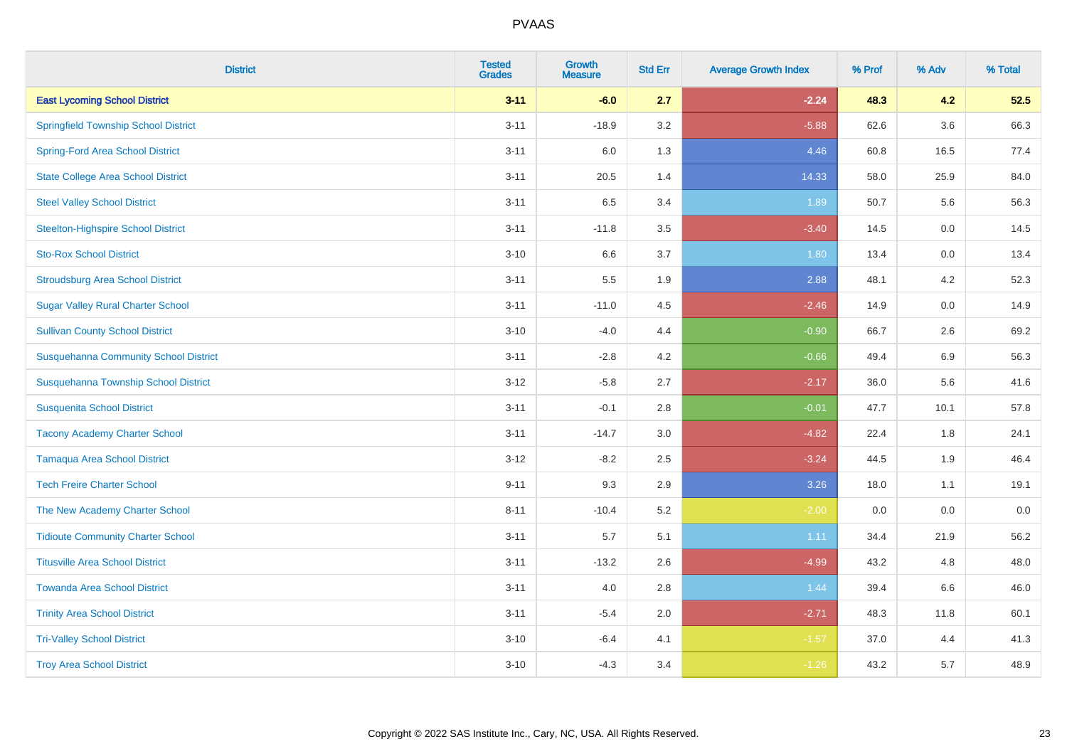| District | Tested Grades | Growth Measure | Std Err | Average Growth Index | % Prof | % Adv | % Total |
|---|---|---|---|---|---|---|---|
| **East Lycoming School District** | **3-11** | **-6.0** | **2.7** | **-2.24** | **48.3** | **4.2** | **52.5** |
| Springfield Township School District | 3-11 | -18.9 | 3.2 | -5.88 | 62.6 | 3.6 | 66.3 |
| Spring-Ford Area School District | 3-11 | 6.0 | 1.3 | 4.46 | 60.8 | 16.5 | 77.4 |
| State College Area School District | 3-11 | 20.5 | 1.4 | 14.33 | 58.0 | 25.9 | 84.0 |
| Steel Valley School District | 3-11 | 6.5 | 3.4 | 1.89 | 50.7 | 5.6 | 56.3 |
| Steelton-Highspire School District | 3-11 | -11.8 | 3.5 | -3.40 | 14.5 | 0.0 | 14.5 |
| Sto-Rox School District | 3-10 | 6.6 | 3.7 | 1.80 | 13.4 | 0.0 | 13.4 |
| Stroudsburg Area School District | 3-11 | 5.5 | 1.9 | 2.88 | 48.1 | 4.2 | 52.3 |
| Sugar Valley Rural Charter School | 3-11 | -11.0 | 4.5 | -2.46 | 14.9 | 0.0 | 14.9 |
| Sullivan County School District | 3-10 | -4.0 | 4.4 | -0.90 | 66.7 | 2.6 | 69.2 |
| Susquehanna Community School District | 3-11 | -2.8 | 4.2 | -0.66 | 49.4 | 6.9 | 56.3 |
| Susquehanna Township School District | 3-12 | -5.8 | 2.7 | -2.17 | 36.0 | 5.6 | 41.6 |
| Susquenita School District | 3-11 | -0.1 | 2.8 | -0.01 | 47.7 | 10.1 | 57.8 |
| Tacony Academy Charter School | 3-11 | -14.7 | 3.0 | -4.82 | 22.4 | 1.8 | 24.1 |
| Tamaqua Area School District | 3-12 | -8.2 | 2.5 | -3.24 | 44.5 | 1.9 | 46.4 |
| Tech Freire Charter School | 9-11 | 9.3 | 2.9 | 3.26 | 18.0 | 1.1 | 19.1 |
| The New Academy Charter School | 8-11 | -10.4 | 5.2 | -2.00 | 0.0 | 0.0 | 0.0 |
| Tidioute Community Charter School | 3-11 | 5.7 | 5.1 | 1.11 | 34.4 | 21.9 | 56.2 |
| Titusville Area School District | 3-11 | -13.2 | 2.6 | -4.99 | 43.2 | 4.8 | 48.0 |
| Towanda Area School District | 3-11 | 4.0 | 2.8 | 1.44 | 39.4 | 6.6 | 46.0 |
| Trinity Area School District | 3-11 | -5.4 | 2.0 | -2.71 | 48.3 | 11.8 | 60.1 |
| Tri-Valley School District | 3-10 | -6.4 | 4.1 | -1.57 | 37.0 | 4.4 | 41.3 |
| Troy Area School District | 3-10 | -4.3 | 3.4 | -1.26 | 43.2 | 5.7 | 48.9 |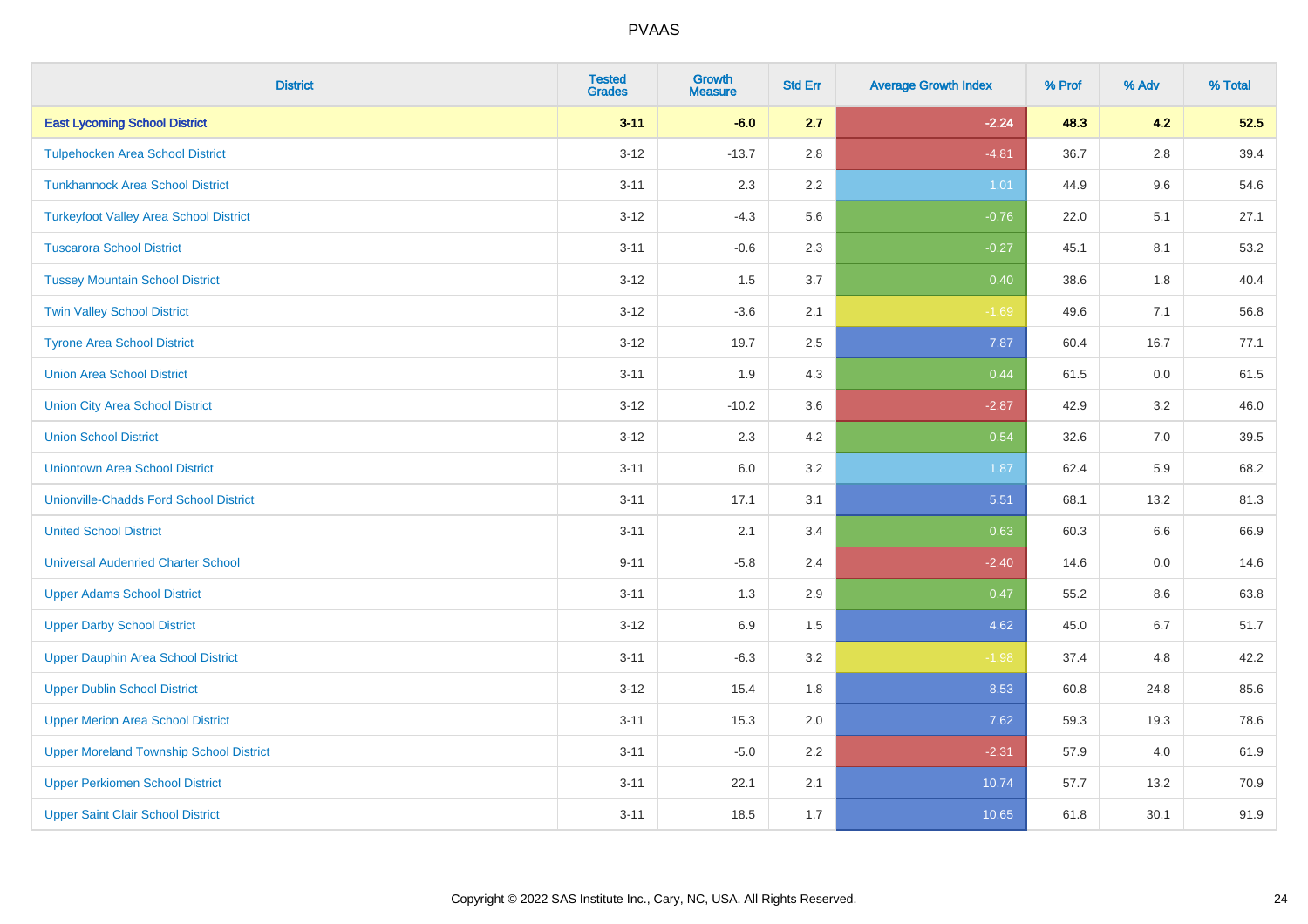# PVAAS

| District | Tested Grades | Growth Measure | Std Err | Average Growth Index | % Prof | % Adv | % Total |
|---|---|---|---|---|---|---|---|
| **East Lycoming School District** | **3-11** | **-6.0** | **2.7** | **-2.24** | **48.3** | **4.2** | **52.5** |
| Tulpehocken Area School District | 3-12 | -13.7 | 2.8 | -4.81 | 36.7 | 2.8 | 39.4 |
| Tunkhannock Area School District | 3-11 | 2.3 | 2.2 | 1.01 | 44.9 | 9.6 | 54.6 |
| Turkeyfoot Valley Area School District | 3-12 | -4.3 | 5.6 | -0.76 | 22.0 | 5.1 | 27.1 |
| Tuscarora School District | 3-11 | -0.6 | 2.3 | -0.27 | 45.1 | 8.1 | 53.2 |
| Tussey Mountain School District | 3-12 | 1.5 | 3.7 | 0.40 | 38.6 | 1.8 | 40.4 |
| Twin Valley School District | 3-12 | -3.6 | 2.1 | -1.69 | 49.6 | 7.1 | 56.8 |
| Tyrone Area School District | 3-12 | 19.7 | 2.5 | 7.87 | 60.4 | 16.7 | 77.1 |
| Union Area School District | 3-11 | 1.9 | 4.3 | 0.44 | 61.5 | 0.0 | 61.5 |
| Union City Area School District | 3-12 | -10.2 | 3.6 | -2.87 | 42.9 | 3.2 | 46.0 |
| Union School District | 3-12 | 2.3 | 4.2 | 0.54 | 32.6 | 7.0 | 39.5 |
| Uniontown Area School District | 3-11 | 6.0 | 3.2 | 1.87 | 62.4 | 5.9 | 68.2 |
| Unionville-Chadds Ford School District | 3-11 | 17.1 | 3.1 | 5.51 | 68.1 | 13.2 | 81.3 |
| United School District | 3-11 | 2.1 | 3.4 | 0.63 | 60.3 | 6.6 | 66.9 |
| Universal Audenried Charter School | 9-11 | -5.8 | 2.4 | -2.40 | 14.6 | 0.0 | 14.6 |
| Upper Adams School District | 3-11 | 1.3 | 2.9 | 0.47 | 55.2 | 8.6 | 63.8 |
| Upper Darby School District | 3-12 | 6.9 | 1.5 | 4.62 | 45.0 | 6.7 | 51.7 |
| Upper Dauphin Area School District | 3-11 | -6.3 | 3.2 | -1.98 | 37.4 | 4.8 | 42.2 |
| Upper Dublin School District | 3-12 | 15.4 | 1.8 | 8.53 | 60.8 | 24.8 | 85.6 |
| Upper Merion Area School District | 3-11 | 15.3 | 2.0 | 7.62 | 59.3 | 19.3 | 78.6 |
| Upper Moreland Township School District | 3-11 | -5.0 | 2.2 | -2.31 | 57.9 | 4.0 | 61.9 |
| Upper Perkiomen School District | 3-11 | 22.1 | 2.1 | 10.74 | 57.7 | 13.2 | 70.9 |
| Upper Saint Clair School District | 3-11 | 18.5 | 1.7 | 10.65 | 61.8 | 30.1 | 91.9 |

Copyright © 2022 SAS Institute Inc., Cary, NC, USA. All Rights Reserved.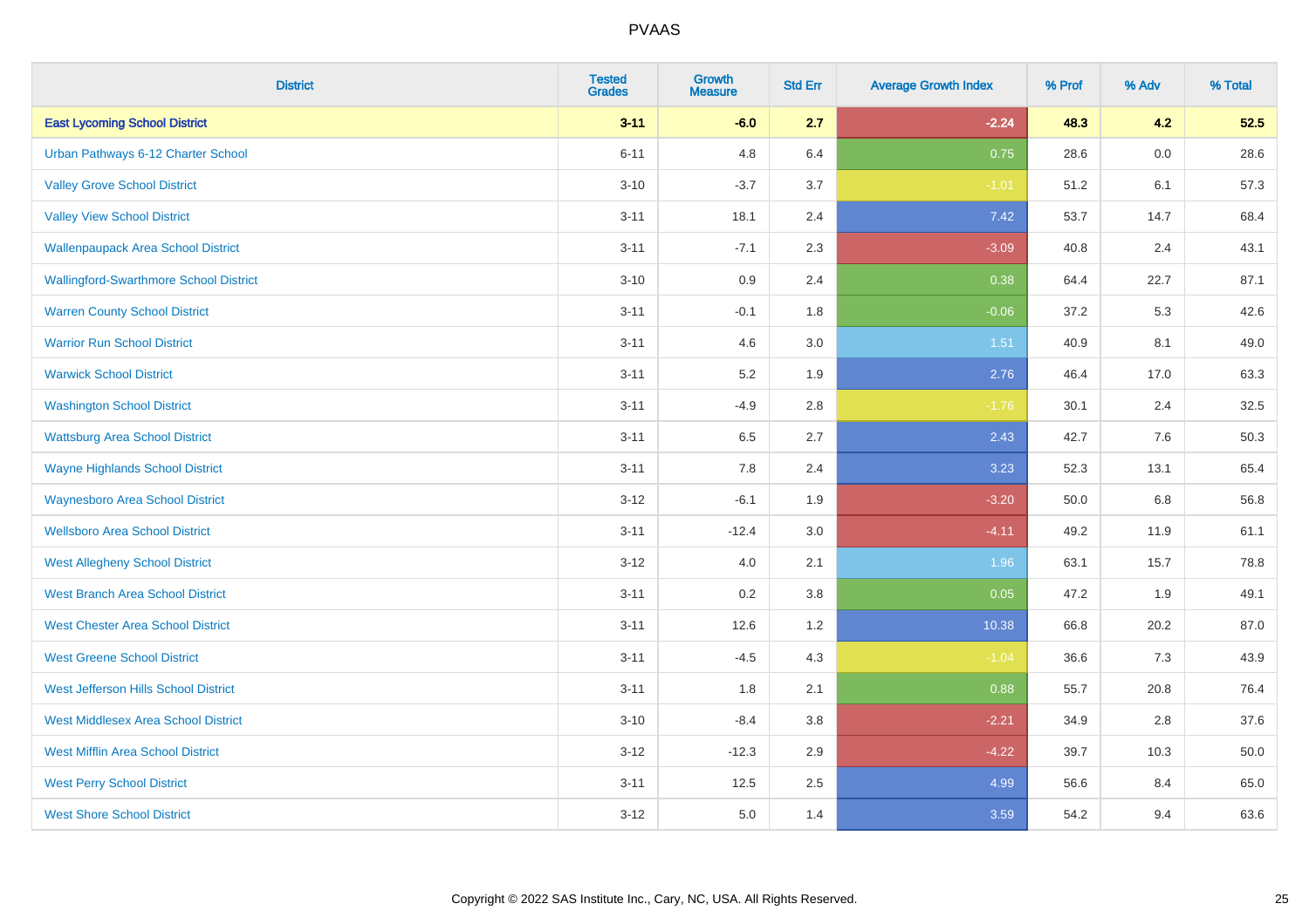PVAAS

| District | Tested Grades | Growth Measure | Std Err | Average Growth Index | % Prof | % Adv | % Total |
|---|---|---|---|---|---|---|---|
| **East Lycoming School District** | **3-11** | **-6.0** | **2.7** | **-2.24** | **48.3** | **4.2** | **52.5** |
| Urban Pathways 6-12 Charter School | 6-11 | 4.8 | 6.4 | 0.75 | 28.6 | 0.0 | 28.6 |
| Valley Grove School District | 3-10 | -3.7 | 3.7 | -1.01 | 51.2 | 6.1 | 57.3 |
| Valley View School District | 3-11 | 18.1 | 2.4 | 7.42 | 53.7 | 14.7 | 68.4 |
| Wallenpaupack Area School District | 3-11 | -7.1 | 2.3 | -3.09 | 40.8 | 2.4 | 43.1 |
| Wallingford-Swarthmore School District | 3-10 | 0.9 | 2.4 | 0.38 | 64.4 | 22.7 | 87.1 |
| Warren County School District | 3-11 | -0.1 | 1.8 | -0.06 | 37.2 | 5.3 | 42.6 |
| Warrior Run School District | 3-11 | 4.6 | 3.0 | 1.51 | 40.9 | 8.1 | 49.0 |
| Warwick School District | 3-11 | 5.2 | 1.9 | 2.76 | 46.4 | 17.0 | 63.3 |
| Washington School District | 3-11 | -4.9 | 2.8 | -1.76 | 30.1 | 2.4 | 32.5 |
| Wattsburg Area School District | 3-11 | 6.5 | 2.7 | 2.43 | 42.7 | 7.6 | 50.3 |
| Wayne Highlands School District | 3-11 | 7.8 | 2.4 | 3.23 | 52.3 | 13.1 | 65.4 |
| Waynesboro Area School District | 3-12 | -6.1 | 1.9 | -3.20 | 50.0 | 6.8 | 56.8 |
| Wellsboro Area School District | 3-11 | -12.4 | 3.0 | -4.11 | 49.2 | 11.9 | 61.1 |
| West Allegheny School District | 3-12 | 4.0 | 2.1 | 1.96 | 63.1 | 15.7 | 78.8 |
| West Branch Area School District | 3-11 | 0.2 | 3.8 | 0.05 | 47.2 | 1.9 | 49.1 |
| West Chester Area School District | 3-11 | 12.6 | 1.2 | 10.38 | 66.8 | 20.2 | 87.0 |
| West Greene School District | 3-11 | -4.5 | 4.3 | -1.04 | 36.6 | 7.3 | 43.9 |
| West Jefferson Hills School District | 3-11 | 1.8 | 2.1 | 0.88 | 55.7 | 20.8 | 76.4 |
| West Middlesex Area School District | 3-10 | -8.4 | 3.8 | -2.21 | 34.9 | 2.8 | 37.6 |
| West Mifflin Area School District | 3-12 | -12.3 | 2.9 | -4.22 | 39.7 | 10.3 | 50.0 |
| West Perry School District | 3-11 | 12.5 | 2.5 | 4.99 | 56.6 | 8.4 | 65.0 |
| West Shore School District | 3-12 | 5.0 | 1.4 | 3.59 | 54.2 | 9.4 | 63.6 |

Copyright © 2022 SAS Institute Inc., Cary, NC, USA. All Rights Reserved.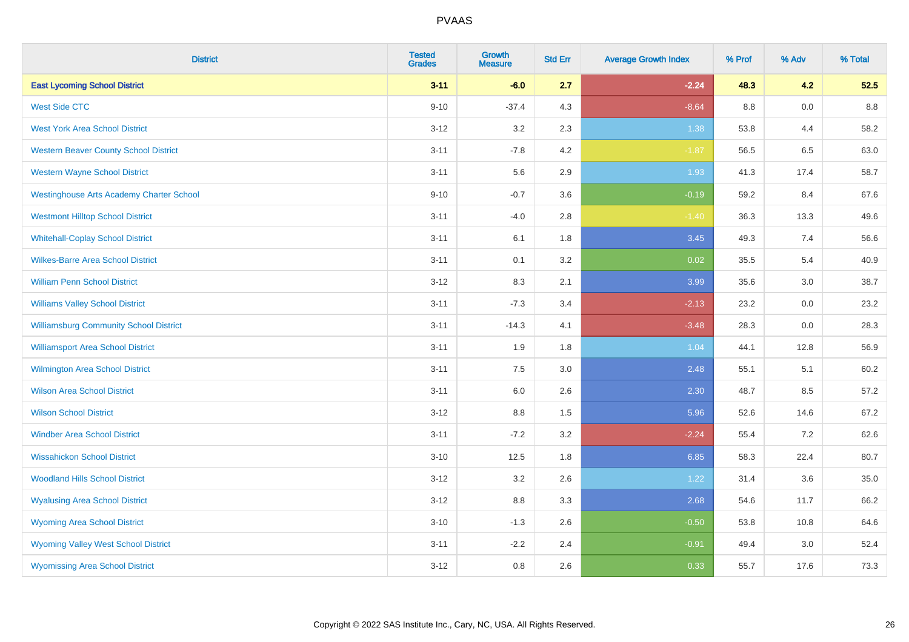| District | Tested Grades | Growth Measure | Std Err | Average Growth Index | % Prof | % Adv | % Total |
|---|---|---|---|---|---|---|---|
| **East Lycoming School District** | **3-11** | **-6.0** | **2.7** | **-2.24** | **48.3** | **4.2** | **52.5** |
| West Side CTC | 9-10 | -37.4 | 4.3 | -8.64 | 8.8 | 0.0 | 8.8 |
| West York Area School District | 3-12 | 3.2 | 2.3 | 1.38 | 53.8 | 4.4 | 58.2 |
| Western Beaver County School District | 3-11 | -7.8 | 4.2 | -1.87 | 56.5 | 6.5 | 63.0 |
| Western Wayne School District | 3-11 | 5.6 | 2.9 | 1.93 | 41.3 | 17.4 | 58.7 |
| Westinghouse Arts Academy Charter School | 9-10 | -0.7 | 3.6 | -0.19 | 59.2 | 8.4 | 67.6 |
| Westmont Hilltop School District | 3-11 | -4.0 | 2.8 | -1.40 | 36.3 | 13.3 | 49.6 |
| Whitehall-Coplay School District | 3-11 | 6.1 | 1.8 | 3.45 | 49.3 | 7.4 | 56.6 |
| Wilkes-Barre Area School District | 3-11 | 0.1 | 3.2 | 0.02 | 35.5 | 5.4 | 40.9 |
| William Penn School District | 3-12 | 8.3 | 2.1 | 3.99 | 35.6 | 3.0 | 38.7 |
| Williams Valley School District | 3-11 | -7.3 | 3.4 | -2.13 | 23.2 | 0.0 | 23.2 |
| Williamsburg Community School District | 3-11 | -14.3 | 4.1 | -3.48 | 28.3 | 0.0 | 28.3 |
| Williamsport Area School District | 3-11 | 1.9 | 1.8 | 1.04 | 44.1 | 12.8 | 56.9 |
| Wilmington Area School District | 3-11 | 7.5 | 3.0 | 2.48 | 55.1 | 5.1 | 60.2 |
| Wilson Area School District | 3-11 | 6.0 | 2.6 | 2.30 | 48.7 | 8.5 | 57.2 |
| Wilson School District | 3-12 | 8.8 | 1.5 | 5.96 | 52.6 | 14.6 | 67.2 |
| Windber Area School District | 3-11 | -7.2 | 3.2 | -2.24 | 55.4 | 7.2 | 62.6 |
| Wissahickon School District | 3-10 | 12.5 | 1.8 | 6.85 | 58.3 | 22.4 | 80.7 |
| Woodland Hills School District | 3-12 | 3.2 | 2.6 | 1.22 | 31.4 | 3.6 | 35.0 |
| Wyalusing Area School District | 3-12 | 8.8 | 3.3 | 2.68 | 54.6 | 11.7 | 66.2 |
| Wyoming Area School District | 3-10 | -1.3 | 2.6 | -0.50 | 53.8 | 10.8 | 64.6 |
| Wyoming Valley West School District | 3-11 | -2.2 | 2.4 | -0.91 | 49.4 | 3.0 | 52.4 |
| Wyomissing Area School District | 3-12 | 0.8 | 2.6 | 0.33 | 55.7 | 17.6 | 73.3 |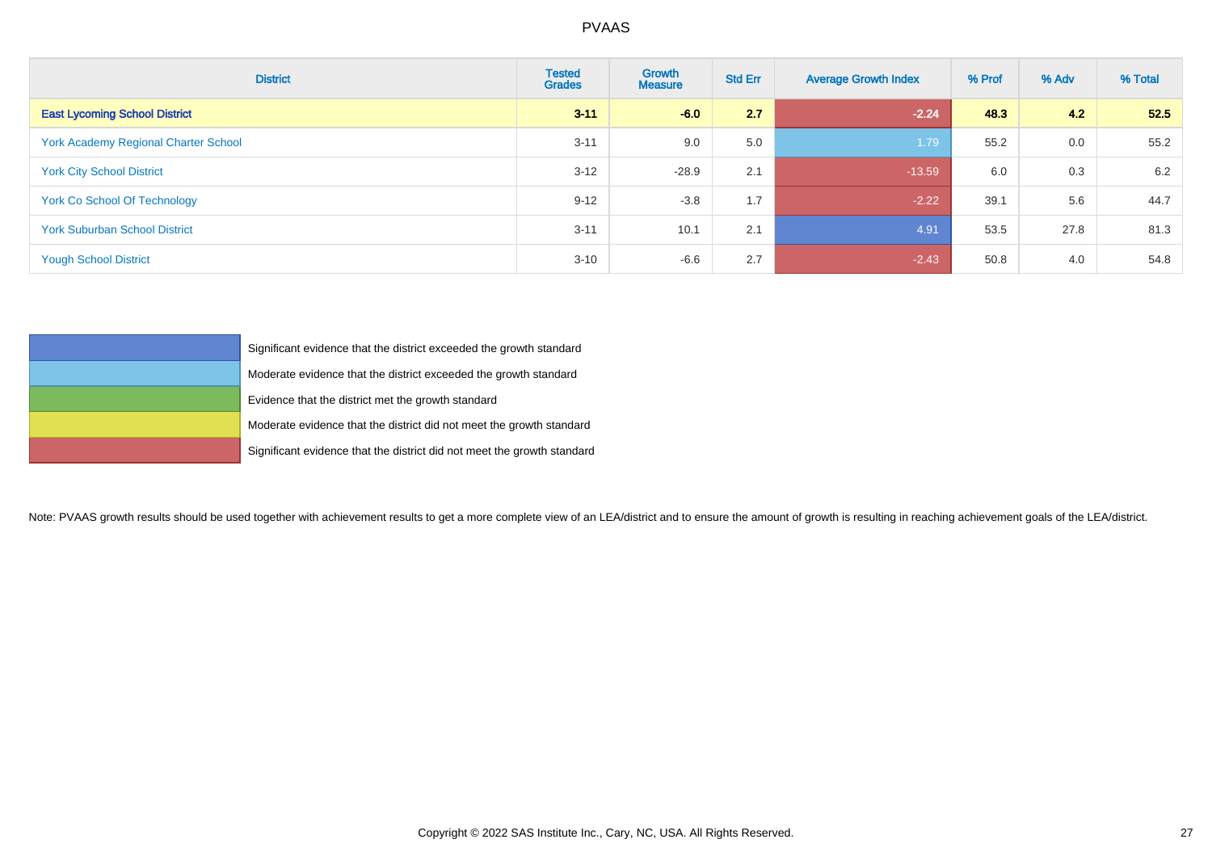PVAAS

| District | Tested Grades | Growth Measure | Std Err | Average Growth Index | % Prof | % Adv | % Total |
|---|---|---|---|---|---|---|---|
| **East Lycoming School District** | **3-11** | **-6.0** | **2.7** | **-2.24** | **48.3** | **4.2** | **52.5** |
| York Academy Regional Charter School | 3-11 | 9.0 | 5.0 | 1.79 | 55.2 | 0.0 | 55.2 |
| York City School District | 3-12 | -28.9 | 2.1 | -13.59 | 6.0 | 0.3 | 6.2 |
| York Co School Of Technology | 9-12 | -3.8 | 1.7 | -2.22 | 39.1 | 5.6 | 44.7 |
| York Suburban School District | 3-11 | 10.1 | 2.1 | 4.91 | 53.5 | 27.8 | 81.3 |
| Yough School District | 3-10 | -6.6 | 2.7 | -2.43 | 50.8 | 4.0 | 54.8 |

- Significant evidence that the district exceeded the growth standard
- Moderate evidence that the district exceeded the growth standard
- Evidence that the district met the growth standard
- Moderate evidence that the district did not meet the growth standard
- Significant evidence that the district did not meet the growth standard

Note: PVAAS growth results should be used together with achievement results to get a more complete view of an LEA/district and to ensure the amount of growth is resulting in reaching achievement goals of the LEA/district.

Copyright © 2022 SAS Institute Inc., Cary, NC, USA. All Rights Reserved.